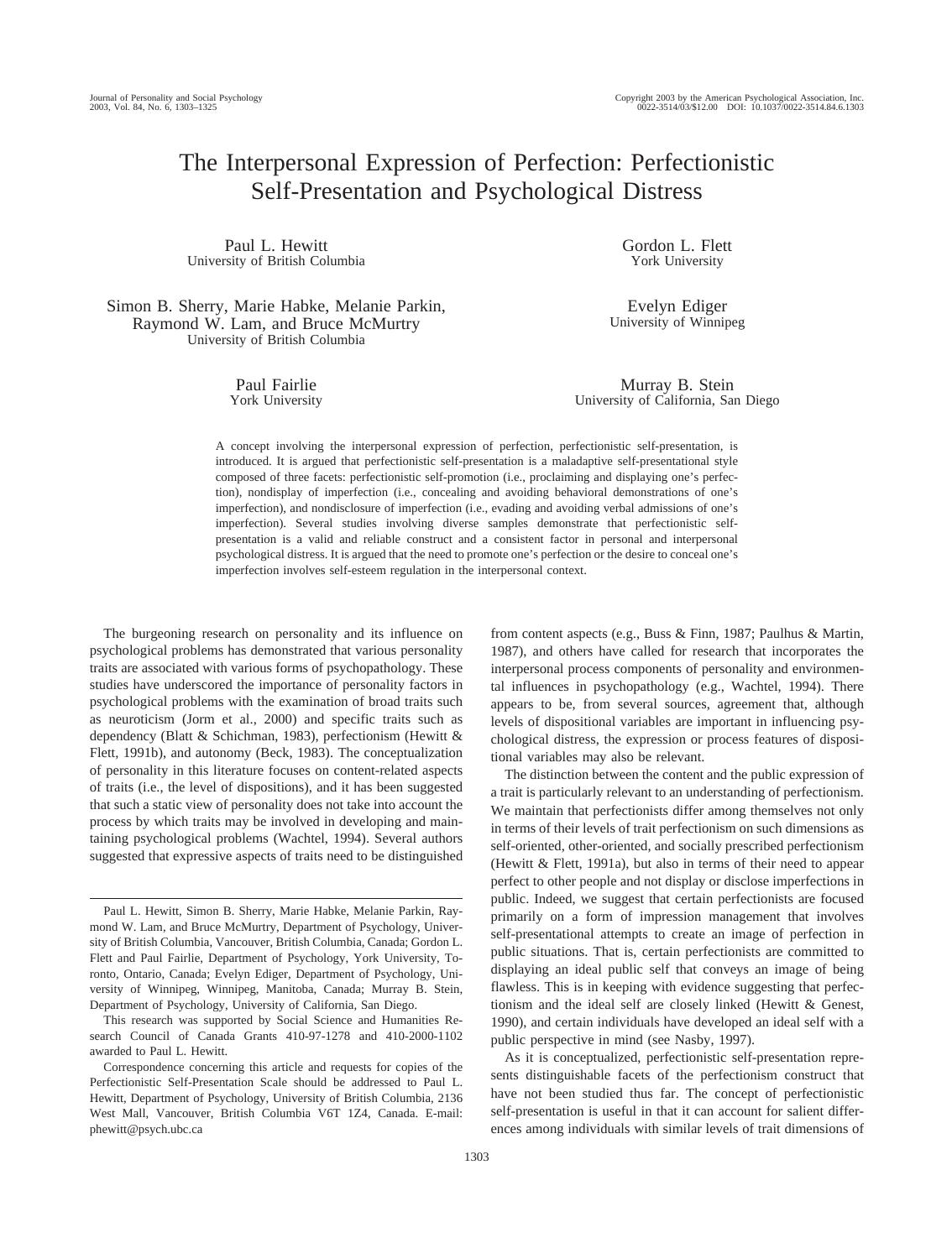# The Interpersonal Expression of Perfection: Perfectionistic Self-Presentation and Psychological Distress

Paul L. Hewitt
University of British Columbia

Gordon L. Flett
York University

Simon B. Sherry, Marie Habke, Melanie Parkin, Raymond W. Lam, and Bruce McMurtry
University of British Columbia

Evelyn Ediger
University of Winnipeg

Paul Fairlie
York University

Murray B. Stein
University of California, San Diego

A concept involving the interpersonal expression of perfection, perfectionistic self-presentation, is introduced. It is argued that perfectionistic self-presentation is a maladaptive self-presentational style composed of three facets: perfectionistic self-promotion (i.e., proclaiming and displaying one's perfection), nondisplay of imperfection (i.e., concealing and avoiding behavioral demonstrations of one's imperfection), and nondisclosure of imperfection (i.e., evading and avoiding verbal admissions of one's imperfection). Several studies involving diverse samples demonstrate that perfectionistic self-presentation is a valid and reliable construct and a consistent factor in personal and interpersonal psychological distress. It is argued that the need to promote one's perfection or the desire to conceal one's imperfection involves self-esteem regulation in the interpersonal context.

The burgeoning research on personality and its influence on psychological problems has demonstrated that various personality traits are associated with various forms of psychopathology. These studies have underscored the importance of personality factors in psychological problems with the examination of broad traits such as neuroticism (Jorm et al., 2000) and specific traits such as dependency (Blatt & Schichman, 1983), perfectionism (Hewitt & Flett, 1991b), and autonomy (Beck, 1983). The conceptualization of personality in this literature focuses on content-related aspects of traits (i.e., the level of dispositions), and it has been suggested that such a static view of personality does not take into account the process by which traits may be involved in developing and maintaining psychological problems (Wachtel, 1994). Several authors suggested that expressive aspects of traits need to be distinguished from content aspects (e.g., Buss & Finn, 1987; Paulhus & Martin, 1987), and others have called for research that incorporates the interpersonal process components of personality and environmental influences in psychopathology (e.g., Wachtel, 1994). There appears to be, from several sources, agreement that, although levels of dispositional variables are important in influencing psychological distress, the expression or process features of dispositional variables may also be relevant.

The distinction between the content and the public expression of a trait is particularly relevant to an understanding of perfectionism. We maintain that perfectionists differ among themselves not only in terms of their levels of trait perfectionism on such dimensions as self-oriented, other-oriented, and socially prescribed perfectionism (Hewitt & Flett, 1991a), but also in terms of their need to appear perfect to other people and not display or disclose imperfections in public. Indeed, we suggest that certain perfectionists are focused primarily on a form of impression management that involves self-presentational attempts to create an image of perfection in public situations. That is, certain perfectionists are committed to displaying an ideal public self that conveys an image of being flawless. This is in keeping with evidence suggesting that perfectionism and the ideal self are closely linked (Hewitt & Genest, 1990), and certain individuals have developed an ideal self with a public perspective in mind (see Nasby, 1997).

As it is conceptualized, perfectionistic self-presentation represents distinguishable facets of the perfectionism construct that have not been studied thus far. The concept of perfectionistic self-presentation is useful in that it can account for salient differences among individuals with similar levels of trait dimensions of

---

Paul L. Hewitt, Simon B. Sherry, Marie Habke, Melanie Parkin, Raymond W. Lam, and Bruce McMurtry, Department of Psychology, University of British Columbia, Vancouver, British Columbia, Canada; Gordon L. Flett and Paul Fairlie, Department of Psychology, York University, Toronto, Ontario, Canada; Evelyn Ediger, Department of Psychology, University of Winnipeg, Winnipeg, Manitoba, Canada; Murray B. Stein, Department of Psychology, University of California, San Diego.

This research was supported by Social Science and Humanities Research Council of Canada Grants 410-97-1278 and 410-2000-1102 awarded to Paul L. Hewitt.

Correspondence concerning this article and requests for copies of the Perfectionistic Self-Presentation Scale should be addressed to Paul L. Hewitt, Department of Psychology, University of British Columbia, 2136 West Mall, Vancouver, British Columbia V6T 1Z4, Canada. E-mail: phewitt@psych.ubc.ca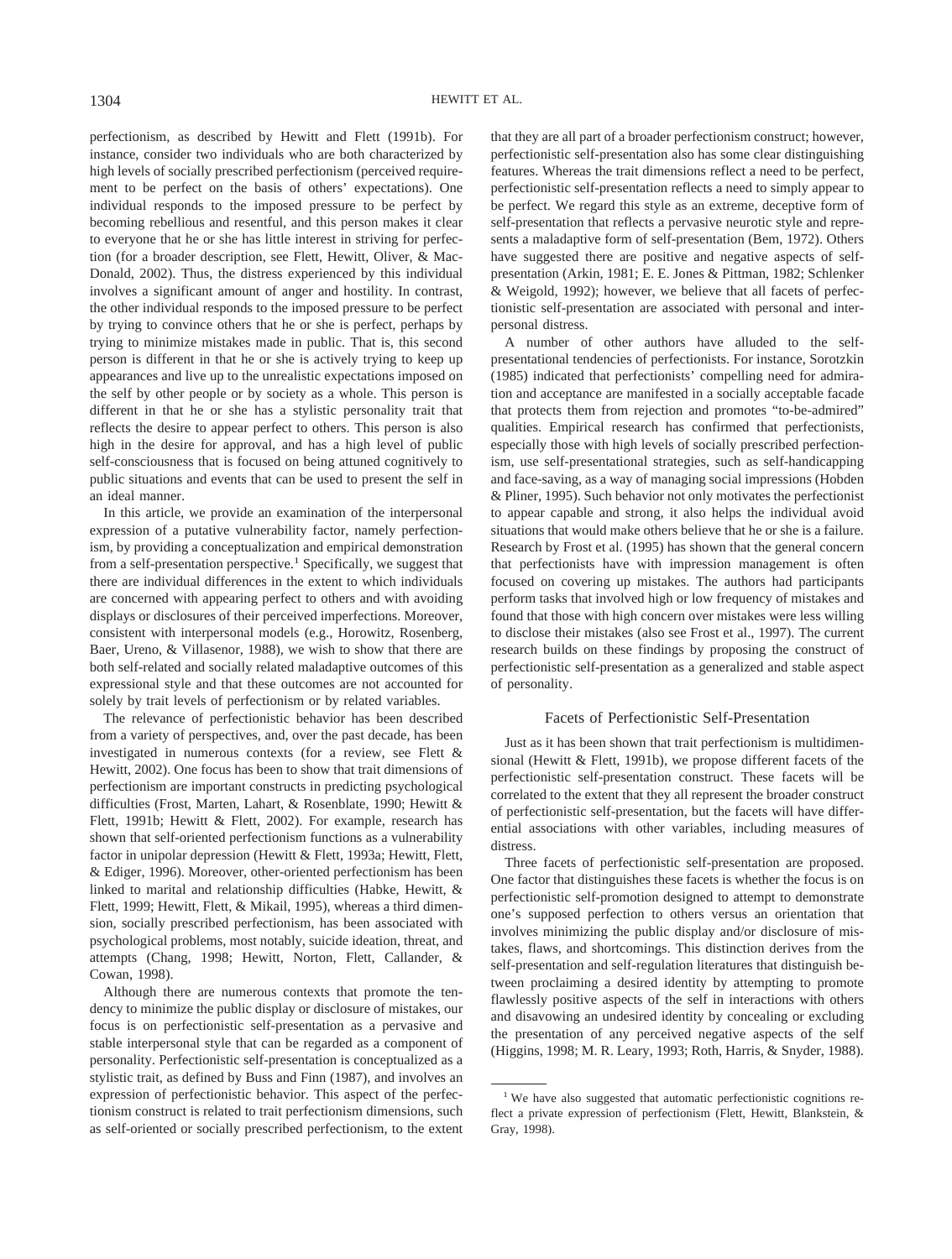perfectionism, as described by Hewitt and Flett (1991b). For instance, consider two individuals who are both characterized by high levels of socially prescribed perfectionism (perceived requirement to be perfect on the basis of others' expectations). One individual responds to the imposed pressure to be perfect by becoming rebellious and resentful, and this person makes it clear to everyone that he or she has little interest in striving for perfection (for a broader description, see Flett, Hewitt, Oliver, & MacDonald, 2002). Thus, the distress experienced by this individual involves a significant amount of anger and hostility. In contrast, the other individual responds to the imposed pressure to be perfect by trying to convince others that he or she is perfect, perhaps by trying to minimize mistakes made in public. That is, this second person is different in that he or she is actively trying to keep up appearances and live up to the unrealistic expectations imposed on the self by other people or by society as a whole. This person is different in that he or she has a stylistic personality trait that reflects the desire to appear perfect to others. This person is also high in the desire for approval, and has a high level of public self-consciousness that is focused on being attuned cognitively to public situations and events that can be used to present the self in an ideal manner.

In this article, we provide an examination of the interpersonal expression of a putative vulnerability factor, namely perfectionism, by providing a conceptualization and empirical demonstration from a self-presentation perspective.[1] Specifically, we suggest that there are individual differences in the extent to which individuals are concerned with appearing perfect to others and with avoiding displays or disclosures of their perceived imperfections. Moreover, consistent with interpersonal models (e.g., Horowitz, Rosenberg, Baer, Ureno, & Villasenor, 1988), we wish to show that there are both self-related and socially related maladaptive outcomes of this expressional style and that these outcomes are not accounted for solely by trait levels of perfectionism or by related variables.

The relevance of perfectionistic behavior has been described from a variety of perspectives, and, over the past decade, has been investigated in numerous contexts (for a review, see Flett & Hewitt, 2002). One focus has been to show that trait dimensions of perfectionism are important constructs in predicting psychological difficulties (Frost, Marten, Lahart, & Rosenblate, 1990; Hewitt & Flett, 1991b; Hewitt & Flett, 2002). For example, research has shown that self-oriented perfectionism functions as a vulnerability factor in unipolar depression (Hewitt & Flett, 1993a; Hewitt, Flett, & Ediger, 1996). Moreover, other-oriented perfectionism has been linked to marital and relationship difficulties (Habke, Hewitt, & Flett, 1999; Hewitt, Flett, & Mikail, 1995), whereas a third dimension, socially prescribed perfectionism, has been associated with psychological problems, most notably, suicide ideation, threat, and attempts (Chang, 1998; Hewitt, Norton, Flett, Callander, & Cowan, 1998).

Although there are numerous contexts that promote the tendency to minimize the public display or disclosure of mistakes, our focus is on perfectionistic self-presentation as a pervasive and stable interpersonal style that can be regarded as a component of personality. Perfectionistic self-presentation is conceptualized as a stylistic trait, as defined by Buss and Finn (1987), and involves an expression of perfectionistic behavior. This aspect of the perfectionism construct is related to trait perfectionism dimensions, such as self-oriented or socially prescribed perfectionism, to the extent that they are all part of a broader perfectionism construct; however, perfectionistic self-presentation also has some clear distinguishing features. Whereas the trait dimensions reflect a need to be perfect, perfectionistic self-presentation reflects a need to simply appear to be perfect. We regard this style as an extreme, deceptive form of self-presentation that reflects a pervasive neurotic style and represents a maladaptive form of self-presentation (Bem, 1972). Others have suggested there are positive and negative aspects of self-presentation (Arkin, 1981; E. E. Jones & Pittman, 1982; Schlenker & Weigold, 1992); however, we believe that all facets of perfectionistic self-presentation are associated with personal and interpersonal distress.

A number of other authors have alluded to the self-presentational tendencies of perfectionists. For instance, Sorotzkin (1985) indicated that perfectionists' compelling need for admiration and acceptance are manifested in a socially acceptable facade that protects them from rejection and promotes "to-be-admired" qualities. Empirical research has confirmed that perfectionists, especially those with high levels of socially prescribed perfectionism, use self-presentational strategies, such as self-handicapping and face-saving, as a way of managing social impressions (Hobden & Pliner, 1995). Such behavior not only motivates the perfectionist to appear capable and strong, it also helps the individual avoid situations that would make others believe that he or she is a failure. Research by Frost et al. (1995) has shown that the general concern that perfectionists have with impression management is often focused on covering up mistakes. The authors had participants perform tasks that involved high or low frequency of mistakes and found that those with high concern over mistakes were less willing to disclose their mistakes (also see Frost et al., 1997). The current research builds on these findings by proposing the construct of perfectionistic self-presentation as a generalized and stable aspect of personality.

## Facets of Perfectionistic Self-Presentation

Just as it has been shown that trait perfectionism is multidimensional (Hewitt & Flett, 1991b), we propose different facets of the perfectionistic self-presentation construct. These facets will be correlated to the extent that they all represent the broader construct of perfectionistic self-presentation, but the facets will have differential associations with other variables, including measures of distress.

Three facets of perfectionistic self-presentation are proposed. One factor that distinguishes these facets is whether the focus is on perfectionistic self-promotion designed to attempt to demonstrate one's supposed perfection to others versus an orientation that involves minimizing the public display and/or disclosure of mistakes, flaws, and shortcomings. This distinction derives from the self-presentation and self-regulation literatures that distinguish between proclaiming a desired identity by attempting to promote flawlessly positive aspects of the self in interactions with others and disavowing an undesired identity by concealing or excluding the presentation of any perceived negative aspects of the self (Higgins, 1998; M. R. Leary, 1993; Roth, Harris, & Snyder, 1988).

[1] We have also suggested that automatic perfectionistic cognitions reflect a private expression of perfectionism (Flett, Hewitt, Blankstein, & Gray, 1998).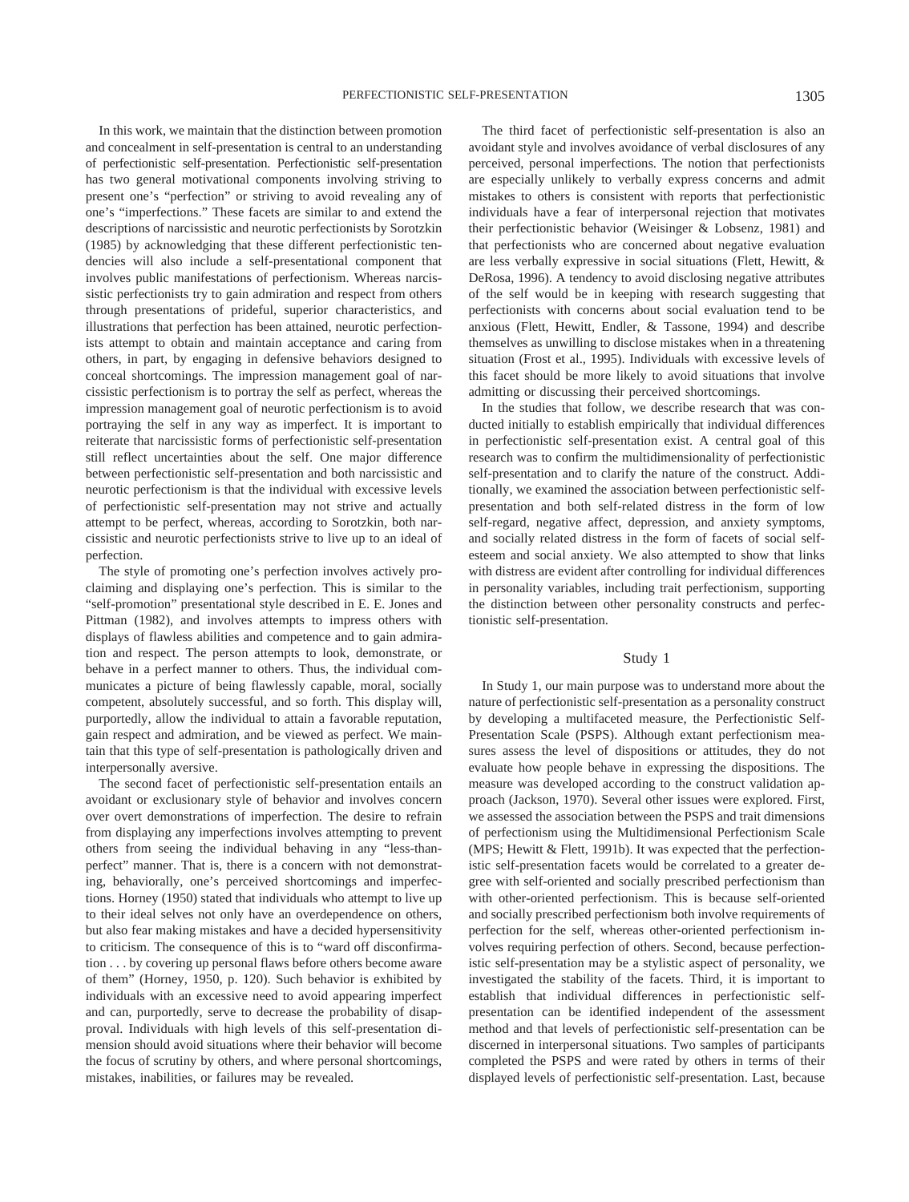In this work, we maintain that the distinction between promotion and concealment in self-presentation is central to an understanding of perfectionistic self-presentation. Perfectionistic self-presentation has two general motivational components involving striving to present one's "perfection" or striving to avoid revealing any of one's "imperfections." These facets are similar to and extend the descriptions of narcissistic and neurotic perfectionists by Sorotzkin (1985) by acknowledging that these different perfectionistic tendencies will also include a self-presentational component that involves public manifestations of perfectionism. Whereas narcissistic perfectionists try to gain admiration and respect from others through presentations of prideful, superior characteristics, and illustrations that perfection has been attained, neurotic perfectionists attempt to obtain and maintain acceptance and caring from others, in part, by engaging in defensive behaviors designed to conceal shortcomings. The impression management goal of narcissistic perfectionism is to portray the self as perfect, whereas the impression management goal of neurotic perfectionism is to avoid portraying the self in any way as imperfect. It is important to reiterate that narcissistic forms of perfectionistic self-presentation still reflect uncertainties about the self. One major difference between perfectionistic self-presentation and both narcissistic and neurotic perfectionism is that the individual with excessive levels of perfectionistic self-presentation may not strive and actually attempt to be perfect, whereas, according to Sorotzkin, both narcissistic and neurotic perfectionists strive to live up to an ideal of perfection.

The style of promoting one's perfection involves actively proclaiming and displaying one's perfection. This is similar to the "self-promotion" presentational style described in E. E. Jones and Pittman (1982), and involves attempts to impress others with displays of flawless abilities and competence and to gain admiration and respect. The person attempts to look, demonstrate, or behave in a perfect manner to others. Thus, the individual communicates a picture of being flawlessly capable, moral, socially competent, absolutely successful, and so forth. This display will, purportedly, allow the individual to attain a favorable reputation, gain respect and admiration, and be viewed as perfect. We maintain that this type of self-presentation is pathologically driven and interpersonally aversive.

The second facet of perfectionistic self-presentation entails an avoidant or exclusionary style of behavior and involves concern over overt demonstrations of imperfection. The desire to refrain from displaying any imperfections involves attempting to prevent others from seeing the individual behaving in any "less-than-perfect" manner. That is, there is a concern with not demonstrating, behaviorally, one's perceived shortcomings and imperfections. Horney (1950) stated that individuals who attempt to live up to their ideal selves not only have an overdependence on others, but also fear making mistakes and have a decided hypersensitivity to criticism. The consequence of this is to "ward off disconfirmation . . . by covering up personal flaws before others become aware of them" (Horney, 1950, p. 120). Such behavior is exhibited by individuals with an excessive need to avoid appearing imperfect and can, purportedly, serve to decrease the probability of disapproval. Individuals with high levels of this self-presentation dimension should avoid situations where their behavior will become the focus of scrutiny by others, and where personal shortcomings, mistakes, inabilities, or failures may be revealed.

The third facet of perfectionistic self-presentation is also an avoidant style and involves avoidance of verbal disclosures of any perceived, personal imperfections. The notion that perfectionists are especially unlikely to verbally express concerns and admit mistakes to others is consistent with reports that perfectionistic individuals have a fear of interpersonal rejection that motivates their perfectionistic behavior (Weisinger & Lobsenz, 1981) and that perfectionists who are concerned about negative evaluation are less verbally expressive in social situations (Flett, Hewitt, & DeRosa, 1996). A tendency to avoid disclosing negative attributes of the self would be in keeping with research suggesting that perfectionists with concerns about social evaluation tend to be anxious (Flett, Hewitt, Endler, & Tassone, 1994) and describe themselves as unwilling to disclose mistakes when in a threatening situation (Frost et al., 1995). Individuals with excessive levels of this facet should be more likely to avoid situations that involve admitting or discussing their perceived shortcomings.

In the studies that follow, we describe research that was conducted initially to establish empirically that individual differences in perfectionistic self-presentation exist. A central goal of this research was to confirm the multidimensionality of perfectionistic self-presentation and to clarify the nature of the construct. Additionally, we examined the association between perfectionistic self-presentation and both self-related distress in the form of low self-regard, negative affect, depression, and anxiety symptoms, and socially related distress in the form of facets of social self-esteem and social anxiety. We also attempted to show that links with distress are evident after controlling for individual differences in personality variables, including trait perfectionism, supporting the distinction between other personality constructs and perfectionistic self-presentation.

## Study 1

In Study 1, our main purpose was to understand more about the nature of perfectionistic self-presentation as a personality construct by developing a multifaceted measure, the Perfectionistic Self-Presentation Scale (PSPS). Although extant perfectionism measures assess the level of dispositions or attitudes, they do not evaluate how people behave in expressing the dispositions. The measure was developed according to the construct validation approach (Jackson, 1970). Several other issues were explored. First, we assessed the association between the PSPS and trait dimensions of perfectionism using the Multidimensional Perfectionism Scale (MPS; Hewitt & Flett, 1991b). It was expected that the perfectionistic self-presentation facets would be correlated to a greater degree with self-oriented and socially prescribed perfectionism than with other-oriented perfectionism. This is because self-oriented and socially prescribed perfectionism both involve requirements of perfection for the self, whereas other-oriented perfectionism involves requiring perfection of others. Second, because perfectionistic self-presentation may be a stylistic aspect of personality, we investigated the stability of the facets. Third, it is important to establish that individual differences in perfectionistic self-presentation can be identified independent of the assessment method and that levels of perfectionistic self-presentation can be discerned in interpersonal situations. Two samples of participants completed the PSPS and were rated by others in terms of their displayed levels of perfectionistic self-presentation. Last, because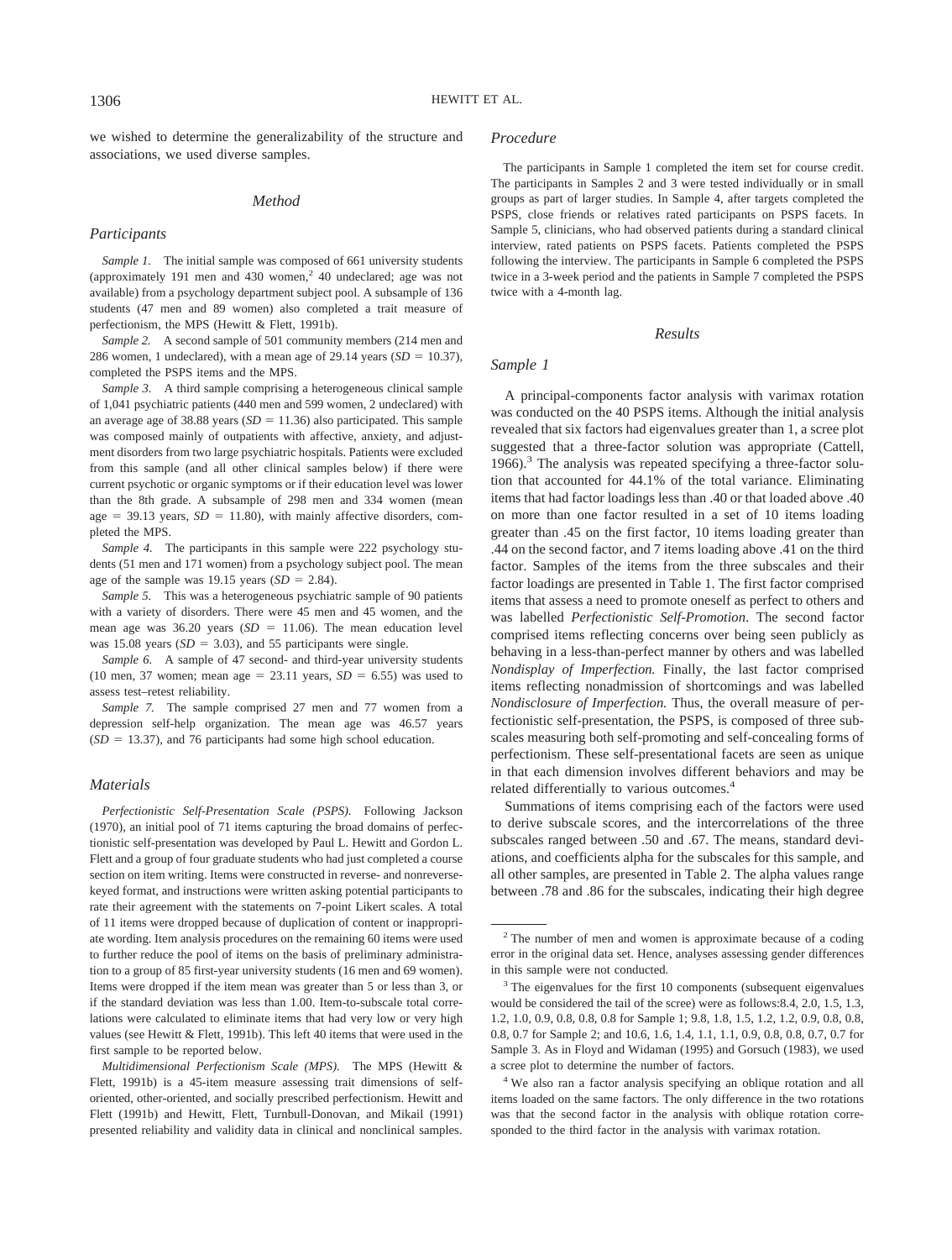we wished to determine the generalizability of the structure and associations, we used diverse samples.

## Method

### Participants

*Sample 1.* The initial sample was composed of 661 university students (approximately 191 men and 430 women,[2] 40 undeclared; age was not available) from a psychology department subject pool. A subsample of 136 students (47 men and 89 women) also completed a trait measure of perfectionism, the MPS (Hewitt & Flett, 1991b).

*Sample 2.* A second sample of 501 community members (214 men and 286 women, 1 undeclared), with a mean age of 29.14 years ($SD = 10.37$), completed the PSPS items and the MPS.

*Sample 3.* A third sample comprising a heterogeneous clinical sample of 1,041 psychiatric patients (440 men and 599 women, 2 undeclared) with an average age of 38.88 years ($SD = 11.36$) also participated. This sample was composed mainly of outpatients with affective, anxiety, and adjustment disorders from two large psychiatric hospitals. Patients were excluded from this sample (and all other clinical samples below) if there were current psychotic or organic symptoms or if their education level was lower than the 8th grade. A subsample of 298 men and 334 women (mean age $= 39.13$ years, $SD = 11.80$), with mainly affective disorders, completed the MPS.

*Sample 4.* The participants in this sample were 222 psychology students (51 men and 171 women) from a psychology subject pool. The mean age of the sample was 19.15 years ($SD = 2.84$).

*Sample 5.* This was a heterogeneous psychiatric sample of 90 patients with a variety of disorders. There were 45 men and 45 women, and the mean age was 36.20 years ($SD = 11.06$). The mean education level was 15.08 years ($SD = 3.03$), and 55 participants were single.

*Sample 6.* A sample of 47 second- and third-year university students (10 men, 37 women; mean age $= 23.11$ years, $SD = 6.55$) was used to assess test–retest reliability.

*Sample 7.* The sample comprised 27 men and 77 women from a depression self-help organization. The mean age was 46.57 years ($SD = 13.37$), and 76 participants had some high school education.

### Materials

*Perfectionistic Self-Presentation Scale (PSPS).* Following Jackson (1970), an initial pool of 71 items capturing the broad domains of perfectionistic self-presentation was developed by Paul L. Hewitt and Gordon L. Flett and a group of four graduate students who had just completed a course section on item writing. Items were constructed in reverse- and nonreverse-keyed format, and instructions were written asking potential participants to rate their agreement with the statements on 7-point Likert scales. A total of 11 items were dropped because of duplication of content or inappropriate wording. Item analysis procedures on the remaining 60 items were used to further reduce the pool of items on the basis of preliminary administration to a group of 85 first-year university students (16 men and 69 women). Items were dropped if the item mean was greater than 5 or less than 3, or if the standard deviation was less than 1.00. Item-to-subscale total correlations were calculated to eliminate items that had very low or very high values (see Hewitt & Flett, 1991b). This left 40 items that were used in the first sample to be reported below.

*Multidimensional Perfectionism Scale (MPS).* The MPS (Hewitt & Flett, 1991b) is a 45-item measure assessing trait dimensions of self-oriented, other-oriented, and socially prescribed perfectionism. Hewitt and Flett (1991b) and Hewitt, Flett, Turnbull-Donovan, and Mikail (1991) presented reliability and validity data in clinical and nonclinical samples.

### Procedure

The participants in Sample 1 completed the item set for course credit. The participants in Samples 2 and 3 were tested individually or in small groups as part of larger studies. In Sample 4, after targets completed the PSPS, close friends or relatives rated participants on PSPS facets. In Sample 5, clinicians, who had observed patients during a standard clinical interview, rated patients on PSPS facets. Patients completed the PSPS following the interview. The participants in Sample 6 completed the PSPS twice in a 3-week period and the patients in Sample 7 completed the PSPS twice with a 4-month lag.

## Results

### Sample 1

A principal-components factor analysis with varimax rotation was conducted on the 40 PSPS items. Although the initial analysis revealed that six factors had eigenvalues greater than 1, a scree plot suggested that a three-factor solution was appropriate (Cattell, 1966).[3] The analysis was repeated specifying a three-factor solution that accounted for 44.1% of the total variance. Eliminating items that had factor loadings less than .40 or that loaded above .40 on more than one factor resulted in a set of 10 items loading greater than .45 on the first factor, 10 items loading greater than .44 on the second factor, and 7 items loading above .41 on the third factor. Samples of the items from the three subscales and their factor loadings are presented in Table 1. The first factor comprised items that assess a need to promote oneself as perfect to others and was labelled *Perfectionistic Self-Promotion*. The second factor comprised items reflecting concerns over being seen publicly as behaving in a less-than-perfect manner by others and was labelled *Nondisplay of Imperfection.* Finally, the last factor comprised items reflecting nonadmission of shortcomings and was labelled *Nondisclosure of Imperfection.* Thus, the overall measure of perfectionistic self-presentation, the PSPS, is composed of three subscales measuring both self-promoting and self-concealing forms of perfectionism. These self-presentational facets are seen as unique in that each dimension involves different behaviors and may be related differentially to various outcomes.[4]

Summations of items comprising each of the factors were used to derive subscale scores, and the intercorrelations of the three subscales ranged between .50 and .67. The means, standard deviations, and coefficients alpha for the subscales for this sample, and all other samples, are presented in Table 2. The alpha values range between .78 and .86 for the subscales, indicating their high degree

---

[2] The number of men and women is approximate because of a coding error in the original data set. Hence, analyses assessing gender differences in this sample were not conducted.

[3] The eigenvalues for the first 10 components (subsequent eigenvalues would be considered the tail of the scree) were as follows:8.4, 2.0, 1.5, 1.3, 1.2, 1.0, 0.9, 0.8, 0.8, 0.8 for Sample 1; 9.8, 1.8, 1.5, 1.2, 1.2, 0.9, 0.8, 0.8, 0.8, 0.7 for Sample 2; and 10.6, 1.6, 1.4, 1.1, 1.1, 0.9, 0.8, 0.8, 0.7, 0.7 for Sample 3. As in Floyd and Widaman (1995) and Gorsuch (1983), we used a scree plot to determine the number of factors.

[4] We also ran a factor analysis specifying an oblique rotation and all items loaded on the same factors. The only difference in the two rotations was that the second factor in the analysis with oblique rotation corresponded to the third factor in the analysis with varimax rotation.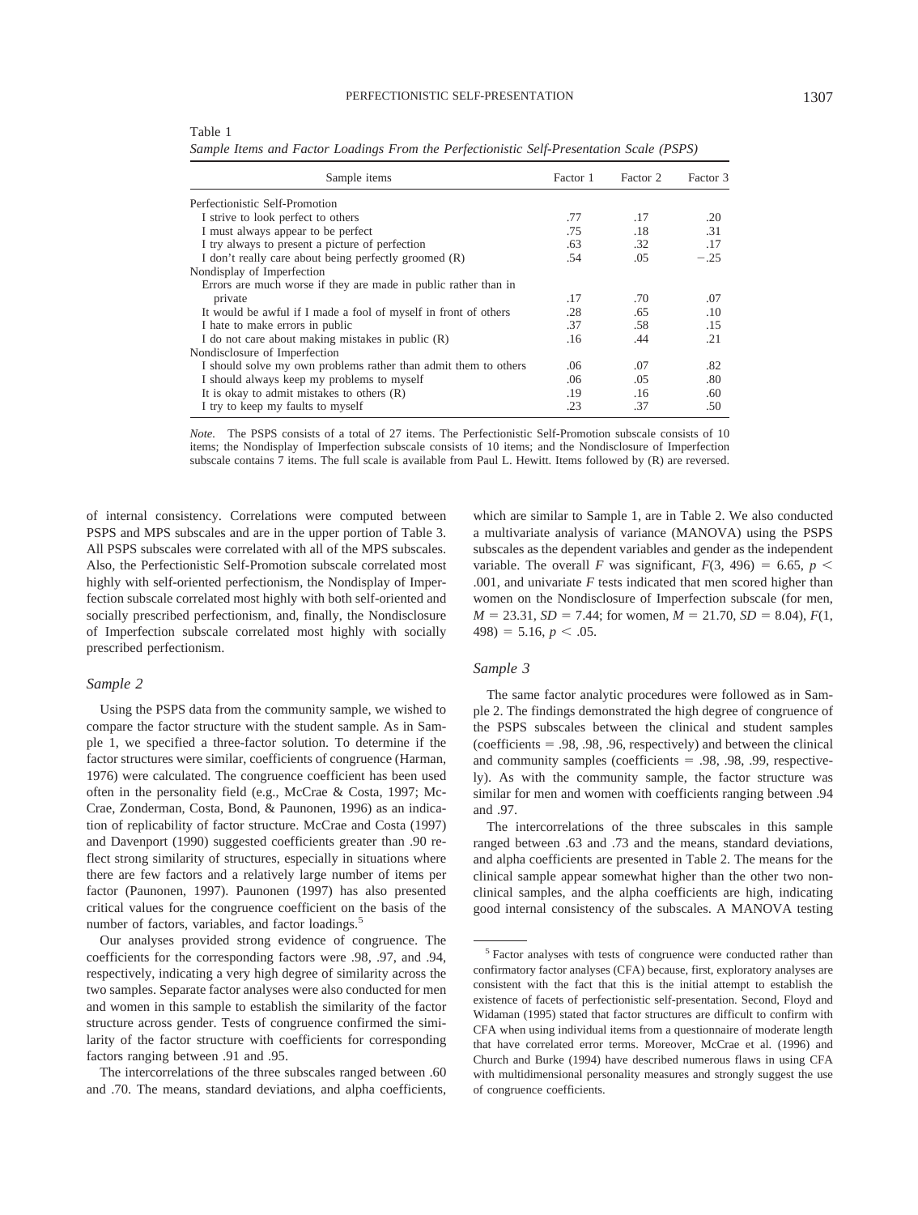Table 1
*Sample Items and Factor Loadings From the Perfectionistic Self-Presentation Scale (PSPS)*

| Sample items | Factor 1 | Factor 2 | Factor 3 |
|---|---|---|---|
| Perfectionistic Self-Promotion | | | |
| I strive to look perfect to others | .77 | .17 | .20 |
| I must always appear to be perfect | .75 | .18 | .31 |
| I try always to present a picture of perfection | .63 | .32 | .17 |
| I don't really care about being perfectly groomed (R) | .54 | .05 | −.25 |
| Nondisplay of Imperfection | | | |
| Errors are much worse if they are made in public rather than in private | .17 | .70 | .07 |
| It would be awful if I made a fool of myself in front of others | .28 | .65 | .10 |
| I hate to make errors in public | .37 | .58 | .15 |
| I do not care about making mistakes in public (R) | .16 | .44 | .21 |
| Nondisclosure of Imperfection | | | |
| I should solve my own problems rather than admit them to others | .06 | .07 | .82 |
| I should always keep my problems to myself | .06 | .05 | .80 |
| It is okay to admit mistakes to others (R) | .19 | .16 | .60 |
| I try to keep my faults to myself | .23 | .37 | .50 |

*Note.* The PSPS consists of a total of 27 items. The Perfectionistic Self-Promotion subscale consists of 10 items; the Nondisplay of Imperfection subscale consists of 10 items; and the Nondisclosure of Imperfection subscale contains 7 items. The full scale is available from Paul L. Hewitt. Items followed by (R) are reversed.

of internal consistency. Correlations were computed between PSPS and MPS subscales and are in the upper portion of Table 3. All PSPS subscales were correlated with all of the MPS subscales. Also, the Perfectionistic Self-Promotion subscale correlated most highly with self-oriented perfectionism, the Nondisplay of Imperfection subscale correlated most highly with both self-oriented and socially prescribed perfectionism, and, finally, the Nondisclosure of Imperfection subscale correlated most highly with socially prescribed perfectionism.

### *Sample 2*

Using the PSPS data from the community sample, we wished to compare the factor structure with the student sample. As in Sample 1, we specified a three-factor solution. To determine if the factor structures were similar, coefficients of congruence (Harman, 1976) were calculated. The congruence coefficient has been used often in the personality field (e.g., McCrae & Costa, 1997; McCrae, Zonderman, Costa, Bond, & Paunonen, 1996) as an indication of replicability of factor structure. McCrae and Costa (1997) and Davenport (1990) suggested coefficients greater than .90 reflect strong similarity of structures, especially in situations where there are few factors and a relatively large number of items per factor (Paunonen, 1997). Paunonen (1997) has also presented critical values for the congruence coefficient on the basis of the number of factors, variables, and factor loadings.[5]

Our analyses provided strong evidence of congruence. The coefficients for the corresponding factors were .98, .97, and .94, respectively, indicating a very high degree of similarity across the two samples. Separate factor analyses were also conducted for men and women in this sample to establish the similarity of the factor structure across gender. Tests of congruence confirmed the similarity of the factor structure with coefficients for corresponding factors ranging between .91 and .95.

The intercorrelations of the three subscales ranged between .60 and .70. The means, standard deviations, and alpha coefficients, which are similar to Sample 1, are in Table 2. We also conducted a multivariate analysis of variance (MANOVA) using the PSPS subscales as the dependent variables and gender as the independent variable. The overall $F$ was significant, $F(3, 496) = 6.65$, $p < .001$, and univariate $F$ tests indicated that men scored higher than women on the Nondisclosure of Imperfection subscale (for men, $M = 23.31$, $SD = 7.44$; for women, $M = 21.70$, $SD = 8.04$), $F(1, 498) = 5.16$, $p < .05$.

### *Sample 3*

The same factor analytic procedures were followed as in Sample 2. The findings demonstrated the high degree of congruence of the PSPS subscales between the clinical and student samples (coefficients = .98, .98, .96, respectively) and between the clinical and community samples (coefficients = .98, .98, .99, respectively). As with the community sample, the factor structure was similar for men and women with coefficients ranging between .94 and .97.

The intercorrelations of the three subscales in this sample ranged between .63 and .73 and the means, standard deviations, and alpha coefficients are presented in Table 2. The means for the clinical sample appear somewhat higher than the other two nonclinical samples, and the alpha coefficients are high, indicating good internal consistency of the subscales. A MANOVA testing

[5] Factor analyses with tests of congruence were conducted rather than confirmatory factor analyses (CFA) because, first, exploratory analyses are consistent with the fact that this is the initial attempt to establish the existence of facets of perfectionistic self-presentation. Second, Floyd and Widaman (1995) stated that factor structures are difficult to confirm with CFA when using individual items from a questionnaire of moderate length that have correlated error terms. Moreover, McCrae et al. (1996) and Church and Burke (1994) have described numerous flaws in using CFA with multidimensional personality measures and strongly suggest the use of congruence coefficients.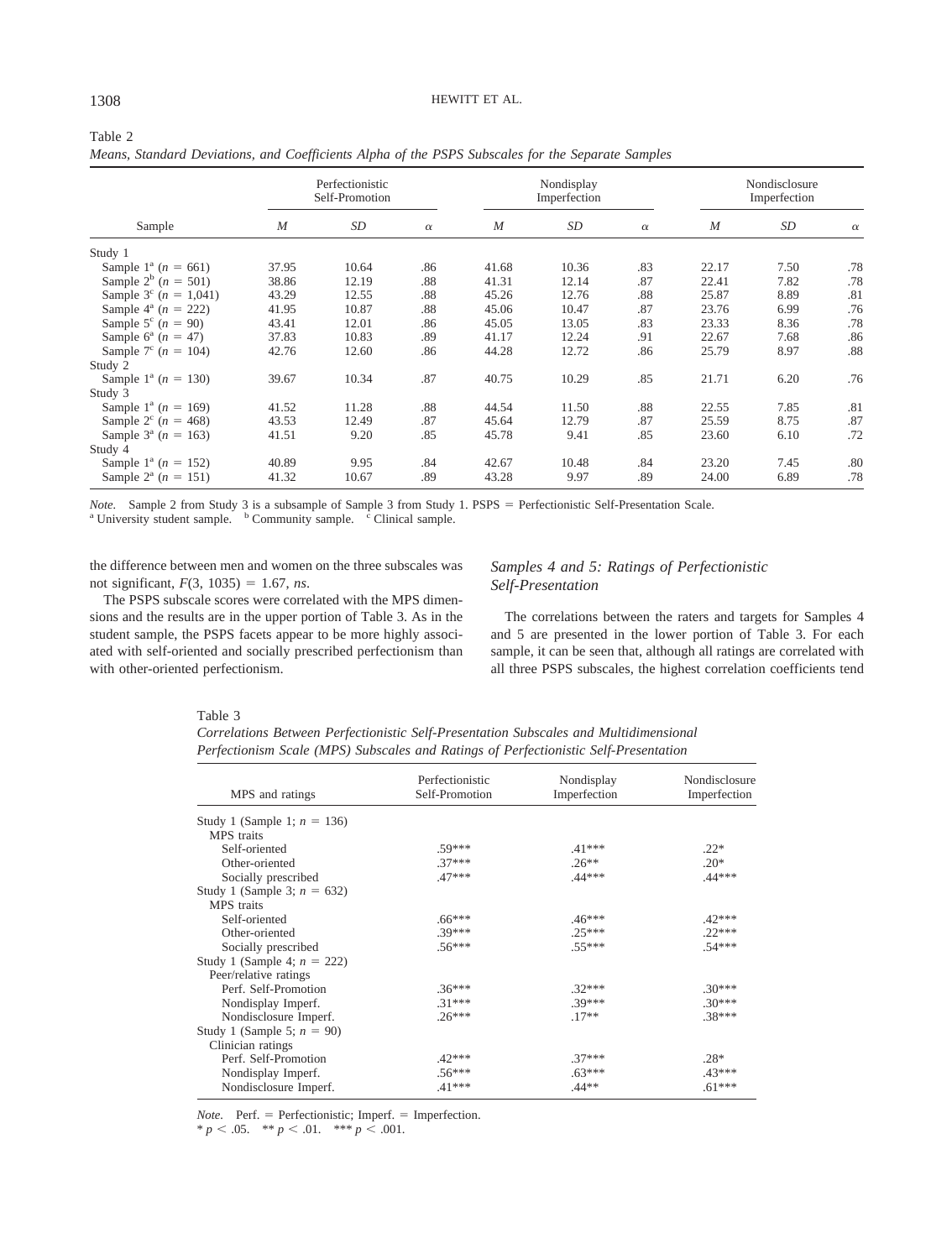Table 2

*Means, Standard Deviations, and Coefficients Alpha of the PSPS Subscales for the Separate Samples*

| Sample | Perfectionistic Self-Promotion | | | Nondisplay Imperfection | | | Nondisclosure Imperfection | | |
|---|---|---|---|---|---|---|---|---|---|
| | *M* | *SD* | α | *M* | *SD* | α | *M* | *SD* | α |
| Study 1 | | | | | | | | | |
| Sample 1[a] ($n = 661$) | 37.95 | 10.64 | .86 | 41.68 | 10.36 | .83 | 22.17 | 7.50 | .78 |
| Sample 2[b] ($n = 501$) | 38.86 | 12.19 | .88 | 41.31 | 12.14 | .87 | 22.41 | 7.82 | .78 |
| Sample 3[c] ($n = 1{,}041$) | 43.29 | 12.55 | .88 | 45.26 | 12.76 | .88 | 25.87 | 8.89 | .81 |
| Sample 4[a] ($n = 222$) | 41.95 | 10.87 | .88 | 45.06 | 10.47 | .87 | 23.76 | 6.99 | .76 |
| Sample 5[c] ($n = 90$) | 43.41 | 12.01 | .86 | 45.05 | 13.05 | .83 | 23.33 | 8.36 | .78 |
| Sample 6[a] ($n = 47$) | 37.83 | 10.83 | .89 | 41.17 | 12.24 | .91 | 22.67 | 7.68 | .86 |
| Sample 7[c] ($n = 104$) | 42.76 | 12.60 | .86 | 44.28 | 12.72 | .86 | 25.79 | 8.97 | .88 |
| Study 2 | | | | | | | | | |
| Sample 1[a] ($n = 130$) | 39.67 | 10.34 | .87 | 40.75 | 10.29 | .85 | 21.71 | 6.20 | .76 |
| Study 3 | | | | | | | | | |
| Sample 1[a] ($n = 169$) | 41.52 | 11.28 | .88 | 44.54 | 11.50 | .88 | 22.55 | 7.85 | .81 |
| Sample 2[c] ($n = 468$) | 43.53 | 12.49 | .87 | 45.64 | 12.79 | .87 | 25.59 | 8.75 | .87 |
| Sample 3[a] ($n = 163$) | 41.51 | 9.20 | .85 | 45.78 | 9.41 | .85 | 23.60 | 6.10 | .72 |
| Study 4 | | | | | | | | | |
| Sample 1[a] ($n = 152$) | 40.89 | 9.95 | .84 | 42.67 | 10.48 | .84 | 23.20 | 7.45 | .80 |
| Sample 2[a] ($n = 151$) | 41.32 | 10.67 | .89 | 43.28 | 9.97 | .89 | 24.00 | 6.89 | .78 |

*Note.* Sample 2 from Study 3 is a subsample of Sample 3 from Study 1. PSPS = Perfectionistic Self-Presentation Scale.
[a] University student sample. [b] Community sample. [c] Clinical sample.

the difference between men and women on the three subscales was not significant, $F(3, 1035) = 1.67$, *ns*.

The PSPS subscale scores were correlated with the MPS dimensions and the results are in the upper portion of Table 3. As in the student sample, the PSPS facets appear to be more highly associated with self-oriented and socially prescribed perfectionism than with other-oriented perfectionism.

### *Samples 4 and 5: Ratings of Perfectionistic Self-Presentation*

The correlations between the raters and targets for Samples 4 and 5 are presented in the lower portion of Table 3. For each sample, it can be seen that, although all ratings are correlated with all three PSPS subscales, the highest correlation coefficients tend

Table 3

*Correlations Between Perfectionistic Self-Presentation Subscales and Multidimensional Perfectionism Scale (MPS) Subscales and Ratings of Perfectionistic Self-Presentation*

| MPS and ratings | Perfectionistic Self-Promotion | Nondisplay Imperfection | Nondisclosure Imperfection |
|---|---|---|---|
| Study 1 (Sample 1; $n = 136$) | | | |
| MPS traits | | | |
| Self-oriented | .59*** | .41*** | .22* |
| Other-oriented | .37*** | .26** | .20* |
| Socially prescribed | .47*** | .44*** | .44*** |
| Study 1 (Sample 3; $n = 632$) | | | |
| MPS traits | | | |
| Self-oriented | .66*** | .46*** | .42*** |
| Other-oriented | .39*** | .25*** | .22*** |
| Socially prescribed | .56*** | .55*** | .54*** |
| Study 1 (Sample 4; $n = 222$) | | | |
| Peer/relative ratings | | | |
| Perf. Self-Promotion | .36*** | .32*** | .30*** |
| Nondisplay Imperf. | .31*** | .39*** | .30*** |
| Nondisclosure Imperf. | .26*** | .17** | .38*** |
| Study 1 (Sample 5; $n = 90$) | | | |
| Clinician ratings | | | |
| Perf. Self-Promotion | .42*** | .37*** | .28* |
| Nondisplay Imperf. | .56*** | .63*** | .43*** |
| Nondisclosure Imperf. | .41*** | .44** | .61*** |

*Note.* Perf. = Perfectionistic; Imperf. = Imperfection.
* $p < .05$. ** $p < .01$. *** $p < .001$.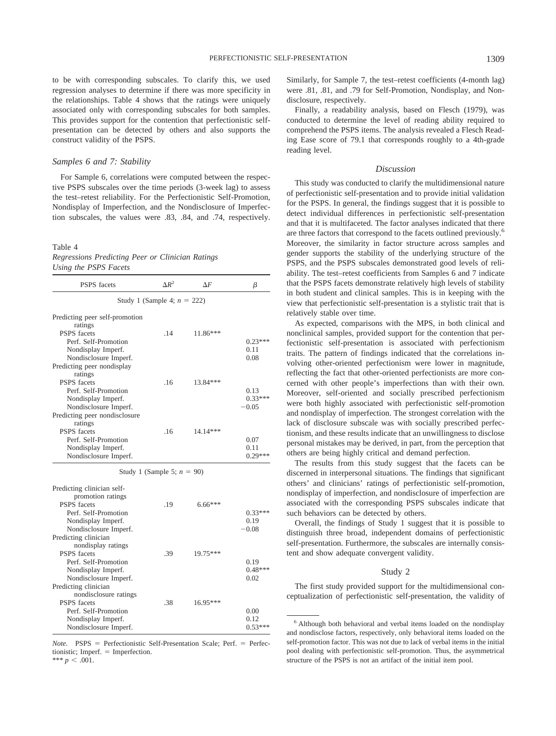to be with corresponding subscales. To clarify this, we used regression analyses to determine if there was more specificity in the relationships. Table 4 shows that the ratings were uniquely associated only with corresponding subscales for both samples. This provides support for the contention that perfectionistic self-presentation can be detected by others and also supports the construct validity of the PSPS.

### *Samples 6 and 7: Stability*

For Sample 6, correlations were computed between the respective PSPS subscales over the time periods (3-week lag) to assess the test–retest reliability. For the Perfectionistic Self-Promotion, Nondisplay of Imperfection, and the Nondisclosure of Imperfection subscales, the values were .83, .84, and .74, respectively.

Table 4
*Regressions Predicting Peer or Clinician Ratings Using the PSPS Facets*

| PSPS facets | $\Delta R^2$ | $\Delta F$ | $\beta$ |
|---|---|---|---|
| Study 1 (Sample 4; $n$ = 222) | | | |
| Predicting peer self-promotion ratings | | | |
| PSPS facets | .14 | 11.86*** | |
| Perf. Self-Promotion | | | 0.23*** |
| Nondisplay Imperf. | | | 0.11 |
| Nondisclosure Imperf. | | | 0.08 |
| Predicting peer nondisplay ratings | | | |
| PSPS facets | .16 | 13.84*** | |
| Perf. Self-Promotion | | | 0.13 |
| Nondisplay Imperf. | | | 0.33*** |
| Nondisclosure Imperf. | | | −0.05 |
| Predicting peer nondisclosure ratings | | | |
| PSPS facets | .16 | 14.14*** | |
| Perf. Self-Promotion | | | 0.07 |
| Nondisplay Imperf. | | | 0.11 |
| Nondisclosure Imperf. | | | 0.29*** |
| Study 1 (Sample 5; $n$ = 90) | | | |
| Predicting clinician self-promotion ratings | | | |
| PSPS facets | .19 | 6.66*** | |
| Perf. Self-Promotion | | | 0.33*** |
| Nondisplay Imperf. | | | 0.19 |
| Nondisclosure Imperf. | | | −0.08 |
| Predicting clinician nondisplay ratings | | | |
| PSPS facets | .39 | 19.75*** | |
| Perf. Self-Promotion | | | 0.19 |
| Nondisplay Imperf. | | | 0.48*** |
| Nondisclosure Imperf. | | | 0.02 |
| Predicting clinician nondisclosure ratings | | | |
| PSPS facets | .38 | 16.95*** | |
| Perf. Self-Promotion | | | 0.00 |
| Nondisplay Imperf. | | | 0.12 |
| Nondisclosure Imperf. | | | 0.53*** |

*Note.* PSPS = Perfectionistic Self-Presentation Scale; Perf. = Perfectionistic; Imperf. = Imperfection.
*** $p < .001$.

Similarly, for Sample 7, the test–retest coefficients (4-month lag) were .81, .81, and .79 for Self-Promotion, Nondisplay, and Nondisclosure, respectively.

Finally, a readability analysis, based on Flesch (1979), was conducted to determine the level of reading ability required to comprehend the PSPS items. The analysis revealed a Flesch Reading Ease score of 79.1 that corresponds roughly to a 4th-grade reading level.

### *Discussion*

This study was conducted to clarify the multidimensional nature of perfectionistic self-presentation and to provide initial validation for the PSPS. In general, the findings suggest that it is possible to detect individual differences in perfectionistic self-presentation and that it is multifaceted. The factor analyses indicated that there are three factors that correspond to the facets outlined previously.[6] Moreover, the similarity in factor structure across samples and gender supports the stability of the underlying structure of the PSPS, and the PSPS subscales demonstrated good levels of reliability. The test–retest coefficients from Samples 6 and 7 indicate that the PSPS facets demonstrate relatively high levels of stability in both student and clinical samples. This is in keeping with the view that perfectionistic self-presentation is a stylistic trait that is relatively stable over time.

As expected, comparisons with the MPS, in both clinical and nonclinical samples, provided support for the contention that perfectionistic self-presentation is associated with perfectionism traits. The pattern of findings indicated that the correlations involving other-oriented perfectionism were lower in magnitude, reflecting the fact that other-oriented perfectionists are more concerned with other people's imperfections than with their own. Moreover, self-oriented and socially prescribed perfectionism were both highly associated with perfectionistic self-promotion and nondisplay of imperfection. The strongest correlation with the lack of disclosure subscale was with socially prescribed perfectionism, and these results indicate that an unwillingness to disclose personal mistakes may be derived, in part, from the perception that others are being highly critical and demand perfection.

The results from this study suggest that the facets can be discerned in interpersonal situations. The findings that significant others' and clinicians' ratings of perfectionistic self-promotion, nondisplay of imperfection, and nondisclosure of imperfection are associated with the corresponding PSPS subscales indicate that such behaviors can be detected by others.

Overall, the findings of Study 1 suggest that it is possible to distinguish three broad, independent domains of perfectionistic self-presentation. Furthermore, the subscales are internally consistent and show adequate convergent validity.

## Study 2

The first study provided support for the multidimensional conceptualization of perfectionistic self-presentation, the validity of

[6] Although both behavioral and verbal items loaded on the nondisplay and nondisclose factors, respectively, only behavioral items loaded on the self-promotion factor. This was not due to lack of verbal items in the initial pool dealing with perfectionistic self-promotion. Thus, the asymmetrical structure of the PSPS is not an artifact of the initial item pool.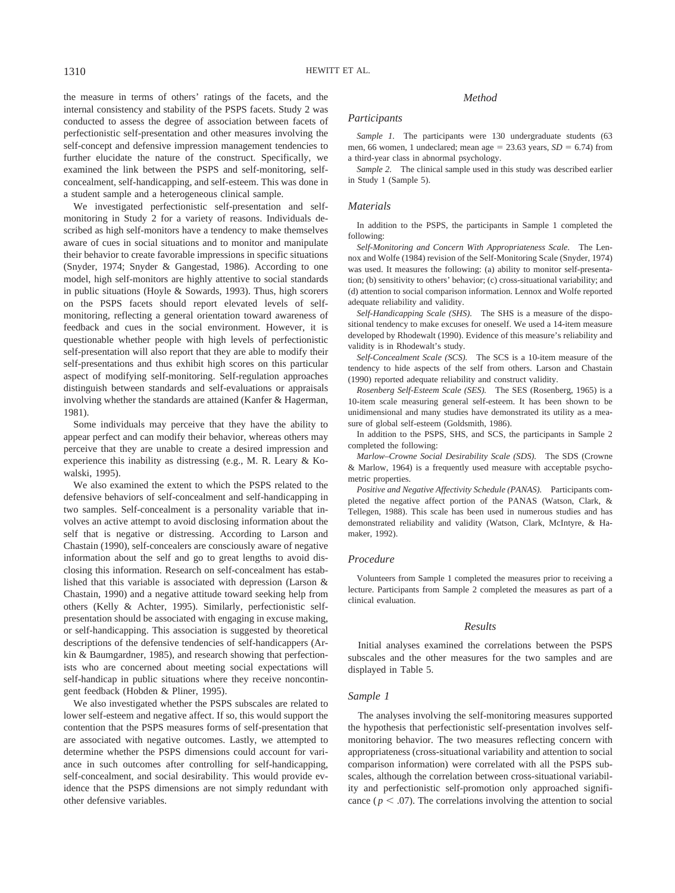the measure in terms of others' ratings of the facets, and the internal consistency and stability of the PSPS facets. Study 2 was conducted to assess the degree of association between facets of perfectionistic self-presentation and other measures involving the self-concept and defensive impression management tendencies to further elucidate the nature of the construct. Specifically, we examined the link between the PSPS and self-monitoring, self-concealment, self-handicapping, and self-esteem. This was done in a student sample and a heterogeneous clinical sample.

We investigated perfectionistic self-presentation and self-monitoring in Study 2 for a variety of reasons. Individuals described as high self-monitors have a tendency to make themselves aware of cues in social situations and to monitor and manipulate their behavior to create favorable impressions in specific situations (Snyder, 1974; Snyder & Gangestad, 1986). According to one model, high self-monitors are highly attentive to social standards in public situations (Hoyle & Sowards, 1993). Thus, high scorers on the PSPS facets should report elevated levels of self-monitoring, reflecting a general orientation toward awareness of feedback and cues in the social environment. However, it is questionable whether people with high levels of perfectionistic self-presentation will also report that they are able to modify their self-presentations and thus exhibit high scores on this particular aspect of modifying self-monitoring. Self-regulation approaches distinguish between standards and self-evaluations or appraisals involving whether the standards are attained (Kanfer & Hagerman, 1981).

Some individuals may perceive that they have the ability to appear perfect and can modify their behavior, whereas others may perceive that they are unable to create a desired impression and experience this inability as distressing (e.g., M. R. Leary & Kowalski, 1995).

We also examined the extent to which the PSPS related to the defensive behaviors of self-concealment and self-handicapping in two samples. Self-concealment is a personality variable that involves an active attempt to avoid disclosing information about the self that is negative or distressing. According to Larson and Chastain (1990), self-concealers are consciously aware of negative information about the self and go to great lengths to avoid disclosing this information. Research on self-concealment has established that this variable is associated with depression (Larson & Chastain, 1990) and a negative attitude toward seeking help from others (Kelly & Achter, 1995). Similarly, perfectionistic self-presentation should be associated with engaging in excuse making, or self-handicapping. This association is suggested by theoretical descriptions of the defensive tendencies of self-handicappers (Arkin & Baumgardner, 1985), and research showing that perfectionists who are concerned about meeting social expectations will self-handicap in public situations where they receive noncontingent feedback (Hobden & Pliner, 1995).

We also investigated whether the PSPS subscales are related to lower self-esteem and negative affect. If so, this would support the contention that the PSPS measures forms of self-presentation that are associated with negative outcomes. Lastly, we attempted to determine whether the PSPS dimensions could account for variance in such outcomes after controlling for self-handicapping, self-concealment, and social desirability. This would provide evidence that the PSPS dimensions are not simply redundant with other defensive variables.

## Method

### Participants

*Sample 1.* The participants were 130 undergraduate students (63 men, 66 women, 1 undeclared; mean age = 23.63 years, $SD = 6.74$) from a third-year class in abnormal psychology.

*Sample 2.* The clinical sample used in this study was described earlier in Study 1 (Sample 5).

### Materials

In addition to the PSPS, the participants in Sample 1 completed the following:

*Self-Monitoring and Concern With Appropriateness Scale.* The Lennox and Wolfe (1984) revision of the Self-Monitoring Scale (Snyder, 1974) was used. It measures the following: (a) ability to monitor self-presentation; (b) sensitivity to others' behavior; (c) cross-situational variability; and (d) attention to social comparison information. Lennox and Wolfe reported adequate reliability and validity.

*Self-Handicapping Scale (SHS).* The SHS is a measure of the dispositional tendency to make excuses for oneself. We used a 14-item measure developed by Rhodewalt (1990). Evidence of this measure's reliability and validity is in Rhodewalt's study.

*Self-Concealment Scale (SCS).* The SCS is a 10-item measure of the tendency to hide aspects of the self from others. Larson and Chastain (1990) reported adequate reliability and construct validity.

*Rosenberg Self-Esteem Scale (SES).* The SES (Rosenberg, 1965) is a 10-item scale measuring general self-esteem. It has been shown to be unidimensional and many studies have demonstrated its utility as a measure of global self-esteem (Goldsmith, 1986).

In addition to the PSPS, SHS, and SCS, the participants in Sample 2 completed the following:

*Marlow–Crowne Social Desirability Scale (SDS).* The SDS (Crowne & Marlow, 1964) is a frequently used measure with acceptable psychometric properties.

*Positive and Negative Affectivity Schedule (PANAS).* Participants completed the negative affect portion of the PANAS (Watson, Clark, & Tellegen, 1988). This scale has been used in numerous studies and has demonstrated reliability and validity (Watson, Clark, McIntyre, & Hamaker, 1992).

### Procedure

Volunteers from Sample 1 completed the measures prior to receiving a lecture. Participants from Sample 2 completed the measures as part of a clinical evaluation.

## Results

Initial analyses examined the correlations between the PSPS subscales and the other measures for the two samples and are displayed in Table 5.

### Sample 1

The analyses involving the self-monitoring measures supported the hypothesis that perfectionistic self-presentation involves self-monitoring behavior. The two measures reflecting concern with appropriateness (cross-situational variability and attention to social comparison information) were correlated with all the PSPS subscales, although the correlation between cross-situational variability and perfectionistic self-promotion only approached significance ($p < .07$). The correlations involving the attention to social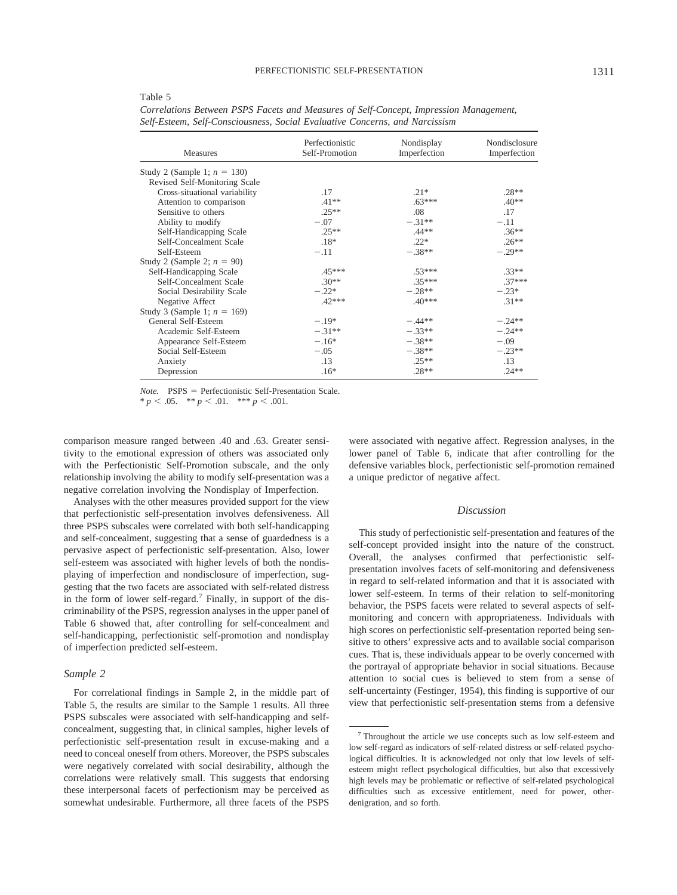Table 5

*Correlations Between PSPS Facets and Measures of Self-Concept, Impression Management, Self-Esteem, Self-Consciousness, Social Evaluative Concerns, and Narcissism*

| Measures | Perfectionistic Self-Promotion | Nondisplay Imperfection | Nondisclosure Imperfection |
|---|---|---|---|
| Study 2 (Sample 1; $n = 130$) | | | |
| Revised Self-Monitoring Scale | | | |
| Cross-situational variability | .17 | .21* | .28** |
| Attention to comparison | .41** | .63*** | .40** |
| Sensitive to others | .25** | .08 | .17 |
| Ability to modify | −.07 | −.31** | −.11 |
| Self-Handicapping Scale | .25** | .44** | .36** |
| Self-Concealment Scale | .18* | .22* | .26** |
| Self-Esteem | −.11 | −.38** | −.29** |
| Study 2 (Sample 2; $n = 90$) | | | |
| Self-Handicapping Scale | .45*** | .53*** | .33** |
| Self-Concealment Scale | .30** | .35*** | .37*** |
| Social Desirability Scale | −.22* | −.28** | −.23* |
| Negative Affect | .42*** | .40*** | .31** |
| Study 3 (Sample 1; $n = 169$) | | | |
| General Self-Esteem | −.19* | −.44** | −.24** |
| Academic Self-Esteem | −.31** | −.33** | −.24** |
| Appearance Self-Esteem | −.16* | −.38** | −.09 |
| Social Self-Esteem | −.05 | −.38** | −.23** |
| Anxiety | .13 | .25** | .13 |
| Depression | .16* | .28** | .24** |

*Note.* PSPS = Perfectionistic Self-Presentation Scale.
* $p < .05$. ** $p < .01$. *** $p < .001$.

comparison measure ranged between .40 and .63. Greater sensitivity to the emotional expression of others was associated only with the Perfectionistic Self-Promotion subscale, and the only relationship involving the ability to modify self-presentation was a negative correlation involving the Nondisplay of Imperfection.

Analyses with the other measures provided support for the view that perfectionistic self-presentation involves defensiveness. All three PSPS subscales were correlated with both self-handicapping and self-concealment, suggesting that a sense of guardedness is a pervasive aspect of perfectionistic self-presentation. Also, lower self-esteem was associated with higher levels of both the nondisplaying of imperfection and nondisclosure of imperfection, suggesting that the two facets are associated with self-related distress in the form of lower self-regard.[7] Finally, in support of the discriminability of the PSPS, regression analyses in the upper panel of Table 6 showed that, after controlling for self-concealment and self-handicapping, perfectionistic self-promotion and nondisplay of imperfection predicted self-esteem.

### *Sample 2*

For correlational findings in Sample 2, in the middle part of Table 5, the results are similar to the Sample 1 results. All three PSPS subscales were associated with self-handicapping and self-concealment, suggesting that, in clinical samples, higher levels of perfectionistic self-presentation result in excuse-making and a need to conceal oneself from others. Moreover, the PSPS subscales were negatively correlated with social desirability, although the correlations were relatively small. This suggests that endorsing these interpersonal facets of perfectionism may be perceived as somewhat undesirable. Furthermore, all three facets of the PSPS were associated with negative affect. Regression analyses, in the lower panel of Table 6, indicate that after controlling for the defensive variables block, perfectionistic self-promotion remained a unique predictor of negative affect.

### *Discussion*

This study of perfectionistic self-presentation and features of the self-concept provided insight into the nature of the construct. Overall, the analyses confirmed that perfectionistic self-presentation involves facets of self-monitoring and defensiveness in regard to self-related information and that it is associated with lower self-esteem. In terms of their relation to self-monitoring behavior, the PSPS facets were related to several aspects of self-monitoring and concern with appropriateness. Individuals with high scores on perfectionistic self-presentation reported being sensitive to others' expressive acts and to available social comparison cues. That is, these individuals appear to be overly concerned with the portrayal of appropriate behavior in social situations. Because attention to social cues is believed to stem from a sense of self-uncertainty (Festinger, 1954), this finding is supportive of our view that perfectionistic self-presentation stems from a defensive

[7] Throughout the article we use concepts such as low self-esteem and low self-regard as indicators of self-related distress or self-related psychological difficulties. It is acknowledged not only that low levels of self-esteem might reflect psychological difficulties, but also that excessively high levels may be problematic or reflective of self-related psychological difficulties such as excessive entitlement, need for power, other-denigration, and so forth.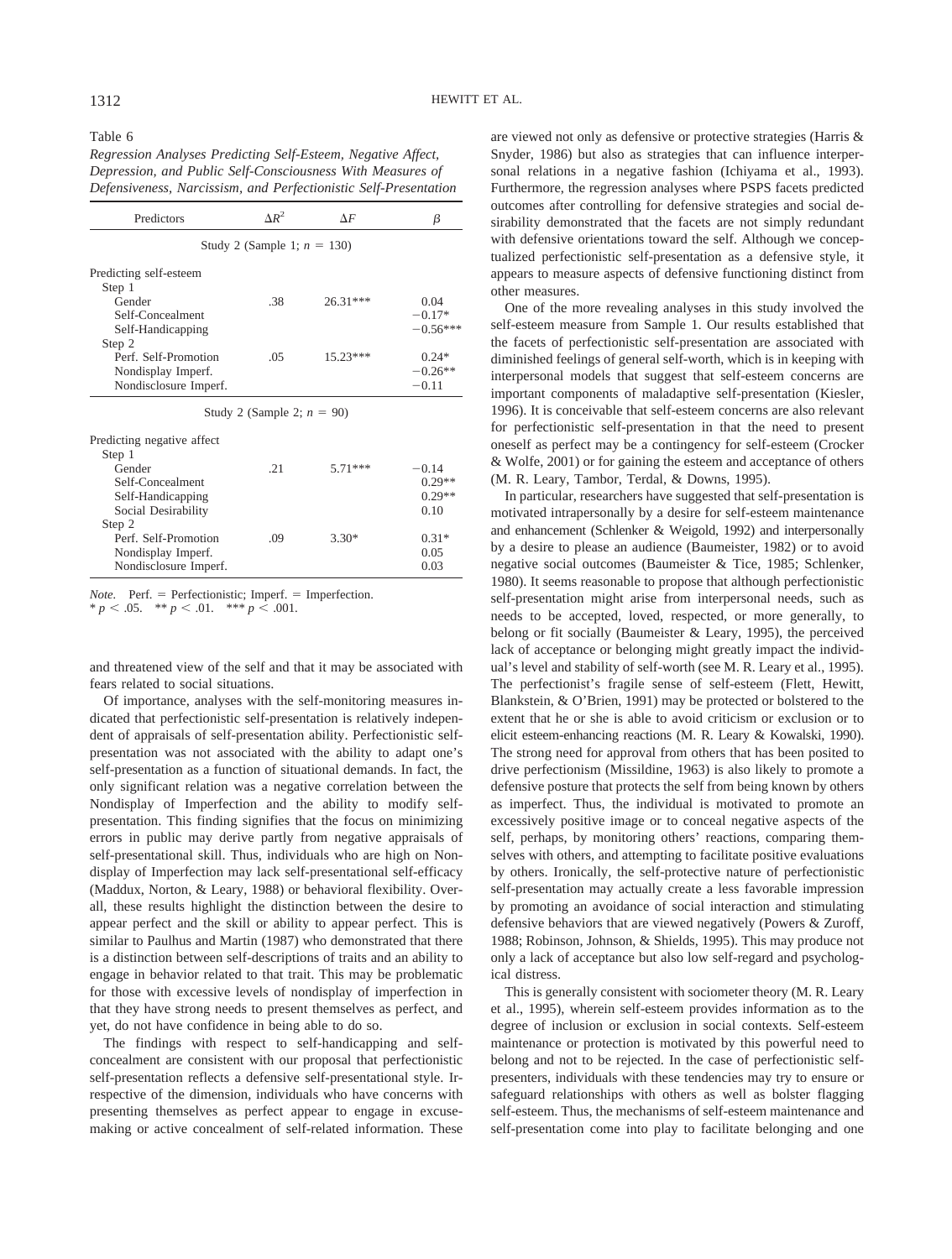Table 6

*Regression Analyses Predicting Self-Esteem, Negative Affect, Depression, and Public Self-Consciousness With Measures of Defensiveness, Narcissism, and Perfectionistic Self-Presentation*

| Predictors | $\Delta R^2$ | $\Delta F$ | $\beta$ |
|---|---|---|---|
| Study 2 (Sample 1; $n$ = 130) | | | |
| Predicting self-esteem | | | |
| Step 1 | | | |
| Gender | .38 | 26.31*** | 0.04 |
| Self-Concealment | | | −0.17* |
| Self-Handicapping | | | −0.56*** |
| Step 2 | | | |
| Perf. Self-Promotion | .05 | 15.23*** | 0.24* |
| Nondisplay Imperf. | | | −0.26** |
| Nondisclosure Imperf. | | | −0.11 |
| Study 2 (Sample 2; $n$ = 90) | | | |
| Predicting negative affect | | | |
| Step 1 | | | |
| Gender | .21 | 5.71*** | −0.14 |
| Self-Concealment | | | 0.29** |
| Self-Handicapping | | | 0.29** |
| Social Desirability | | | 0.10 |
| Step 2 | | | |
| Perf. Self-Promotion | .09 | 3.30* | 0.31* |
| Nondisplay Imperf. | | | 0.05 |
| Nondisclosure Imperf. | | | 0.03 |

*Note.* Perf. = Perfectionistic; Imperf. = Imperfection.
* $p < .05$. ** $p < .01$. *** $p < .001$.

and threatened view of the self and that it may be associated with fears related to social situations.

Of importance, analyses with the self-monitoring measures indicated that perfectionistic self-presentation is relatively independent of appraisals of self-presentation ability. Perfectionistic self-presentation was not associated with the ability to adapt one's self-presentation as a function of situational demands. In fact, the only significant relation was a negative correlation between the Nondisplay of Imperfection and the ability to modify self-presentation. This finding signifies that the focus on minimizing errors in public may derive partly from negative appraisals of self-presentational skill. Thus, individuals who are high on Nondisplay of Imperfection may lack self-presentational self-efficacy (Maddux, Norton, & Leary, 1988) or behavioral flexibility. Overall, these results highlight the distinction between the desire to appear perfect and the skill or ability to appear perfect. This is similar to Paulhus and Martin (1987) who demonstrated that there is a distinction between self-descriptions of traits and an ability to engage in behavior related to that trait. This may be problematic for those with excessive levels of nondisplay of imperfection in that they have strong needs to present themselves as perfect, and yet, do not have confidence in being able to do so.

The findings with respect to self-handicapping and self-concealment are consistent with our proposal that perfectionistic self-presentation reflects a defensive self-presentational style. Irrespective of the dimension, individuals who have concerns with presenting themselves as perfect appear to engage in excuse-making or active concealment of self-related information. These are viewed not only as defensive or protective strategies (Harris & Snyder, 1986) but also as strategies that can influence interpersonal relations in a negative fashion (Ichiyama et al., 1993). Furthermore, the regression analyses where PSPS facets predicted outcomes after controlling for defensive strategies and social desirability demonstrated that the facets are not simply redundant with defensive orientations toward the self. Although we conceptualized perfectionistic self-presentation as a defensive style, it appears to measure aspects of defensive functioning distinct from other measures.

One of the more revealing analyses in this study involved the self-esteem measure from Sample 1. Our results established that the facets of perfectionistic self-presentation are associated with diminished feelings of general self-worth, which is in keeping with interpersonal models that suggest that self-esteem concerns are important components of maladaptive self-presentation (Kiesler, 1996). It is conceivable that self-esteem concerns are also relevant for perfectionistic self-presentation in that the need to present oneself as perfect may be a contingency for self-esteem (Crocker & Wolfe, 2001) or for gaining the esteem and acceptance of others (M. R. Leary, Tambor, Terdal, & Downs, 1995).

In particular, researchers have suggested that self-presentation is motivated intrapersonally by a desire for self-esteem maintenance and enhancement (Schlenker & Weigold, 1992) and interpersonally by a desire to please an audience (Baumeister, 1982) or to avoid negative social outcomes (Baumeister & Tice, 1985; Schlenker, 1980). It seems reasonable to propose that although perfectionistic self-presentation might arise from interpersonal needs, such as needs to be accepted, loved, respected, or more generally, to belong or fit socially (Baumeister & Leary, 1995), the perceived lack of acceptance or belonging might greatly impact the individual's level and stability of self-worth (see M. R. Leary et al., 1995). The perfectionist's fragile sense of self-esteem (Flett, Hewitt, Blankstein, & O'Brien, 1991) may be protected or bolstered to the extent that he or she is able to avoid criticism or exclusion or to elicit esteem-enhancing reactions (M. R. Leary & Kowalski, 1990). The strong need for approval from others that has been posited to drive perfectionism (Missildine, 1963) is also likely to promote a defensive posture that protects the self from being known by others as imperfect. Thus, the individual is motivated to promote an excessively positive image or to conceal negative aspects of the self, perhaps, by monitoring others' reactions, comparing themselves with others, and attempting to facilitate positive evaluations by others. Ironically, the self-protective nature of perfectionistic self-presentation may actually create a less favorable impression by promoting an avoidance of social interaction and stimulating defensive behaviors that are viewed negatively (Powers & Zuroff, 1988; Robinson, Johnson, & Shields, 1995). This may produce not only a lack of acceptance but also low self-regard and psychological distress.

This is generally consistent with sociometer theory (M. R. Leary et al., 1995), wherein self-esteem provides information as to the degree of inclusion or exclusion in social contexts. Self-esteem maintenance or protection is motivated by this powerful need to belong and not to be rejected. In the case of perfectionistic self-presenters, individuals with these tendencies may try to ensure or safeguard relationships with others as well as bolster flagging self-esteem. Thus, the mechanisms of self-esteem maintenance and self-presentation come into play to facilitate belonging and one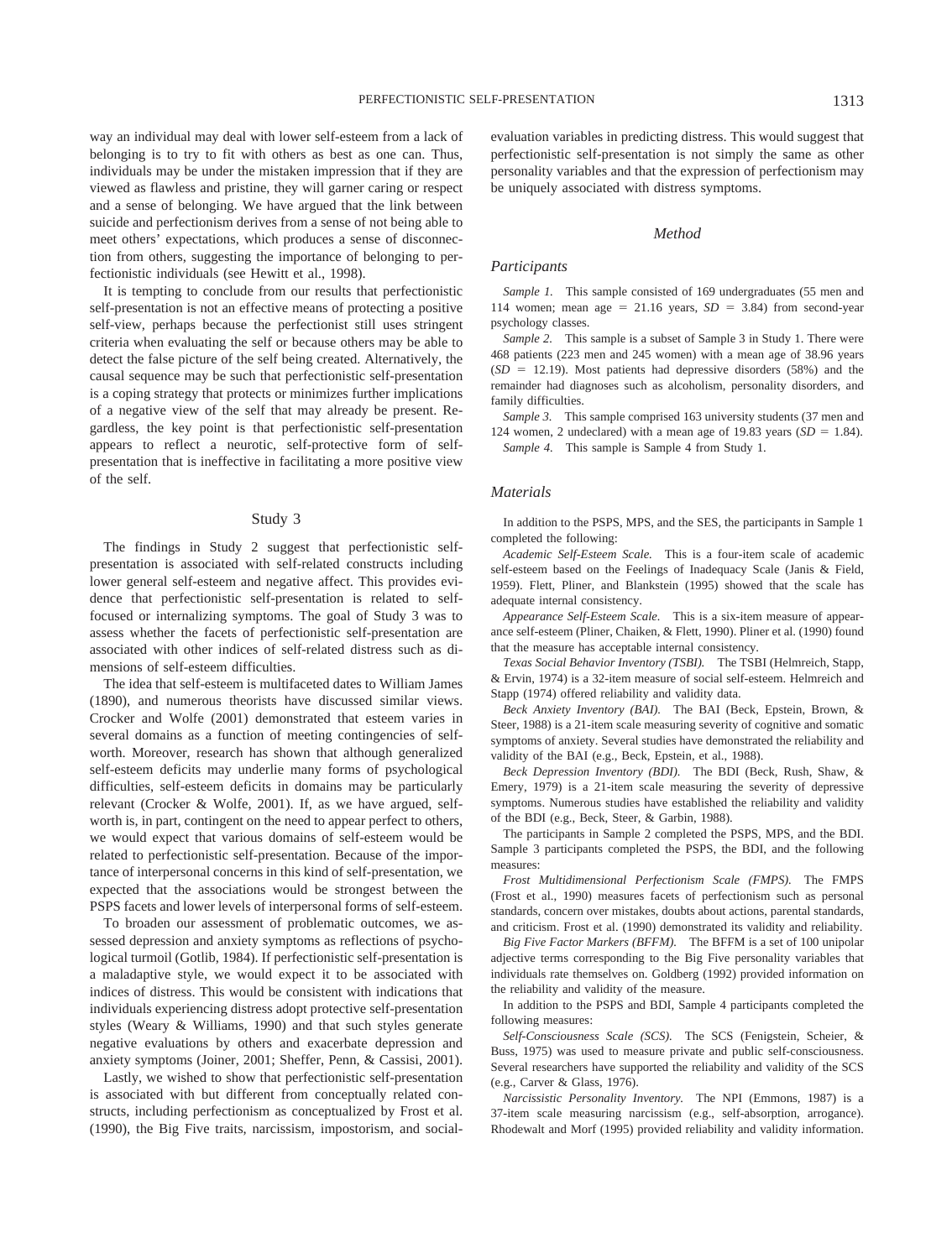way an individual may deal with lower self-esteem from a lack of belonging is to try to fit with others as best as one can. Thus, individuals may be under the mistaken impression that if they are viewed as flawless and pristine, they will garner caring or respect and a sense of belonging. We have argued that the link between suicide and perfectionism derives from a sense of not being able to meet others' expectations, which produces a sense of disconnection from others, suggesting the importance of belonging to perfectionistic individuals (see Hewitt et al., 1998).

It is tempting to conclude from our results that perfectionistic self-presentation is not an effective means of protecting a positive self-view, perhaps because the perfectionist still uses stringent criteria when evaluating the self or because others may be able to detect the false picture of the self being created. Alternatively, the causal sequence may be such that perfectionistic self-presentation is a coping strategy that protects or minimizes further implications of a negative view of the self that may already be present. Regardless, the key point is that perfectionistic self-presentation appears to reflect a neurotic, self-protective form of self-presentation that is ineffective in facilitating a more positive view of the self.

## Study 3

The findings in Study 2 suggest that perfectionistic self-presentation is associated with self-related constructs including lower general self-esteem and negative affect. This provides evidence that perfectionistic self-presentation is related to self-focused or internalizing symptoms. The goal of Study 3 was to assess whether the facets of perfectionistic self-presentation are associated with other indices of self-related distress such as dimensions of self-esteem difficulties.

The idea that self-esteem is multifaceted dates to William James (1890), and numerous theorists have discussed similar views. Crocker and Wolfe (2001) demonstrated that esteem varies in several domains as a function of meeting contingencies of self-worth. Moreover, research has shown that although generalized self-esteem deficits may underlie many forms of psychological difficulties, self-esteem deficits in domains may be particularly relevant (Crocker & Wolfe, 2001). If, as we have argued, self-worth is, in part, contingent on the need to appear perfect to others, we would expect that various domains of self-esteem would be related to perfectionistic self-presentation. Because of the importance of interpersonal concerns in this kind of self-presentation, we expected that the associations would be strongest between the PSPS facets and lower levels of interpersonal forms of self-esteem.

To broaden our assessment of problematic outcomes, we assessed depression and anxiety symptoms as reflections of psychological turmoil (Gotlib, 1984). If perfectionistic self-presentation is a maladaptive style, we would expect it to be associated with indices of distress. This would be consistent with indications that individuals experiencing distress adopt protective self-presentation styles (Weary & Williams, 1990) and that such styles generate negative evaluations by others and exacerbate depression and anxiety symptoms (Joiner, 2001; Sheffer, Penn, & Cassisi, 2001).

Lastly, we wished to show that perfectionistic self-presentation is associated with but different from conceptually related constructs, including perfectionism as conceptualized by Frost et al. (1990), the Big Five traits, narcissism, impostorism, and social-evaluation variables in predicting distress. This would suggest that perfectionistic self-presentation is not simply the same as other personality variables and that the expression of perfectionism may be uniquely associated with distress symptoms.

### Method

#### Participants

*Sample 1.* This sample consisted of 169 undergraduates (55 men and 114 women; mean age = 21.16 years, *SD* = 3.84) from second-year psychology classes.

*Sample 2.* This sample is a subset of Sample 3 in Study 1. There were 468 patients (223 men and 245 women) with a mean age of 38.96 years (*SD* = 12.19). Most patients had depressive disorders (58%) and the remainder had diagnoses such as alcoholism, personality disorders, and family difficulties.

*Sample 3.* This sample comprised 163 university students (37 men and 124 women, 2 undeclared) with a mean age of 19.83 years (*SD* = 1.84).

*Sample 4.* This sample is Sample 4 from Study 1.

#### Materials

In addition to the PSPS, MPS, and the SES, the participants in Sample 1 completed the following:

*Academic Self-Esteem Scale.* This is a four-item scale of academic self-esteem based on the Feelings of Inadequacy Scale (Janis & Field, 1959). Flett, Pliner, and Blankstein (1995) showed that the scale has adequate internal consistency.

*Appearance Self-Esteem Scale.* This is a six-item measure of appearance self-esteem (Pliner, Chaiken, & Flett, 1990). Pliner et al. (1990) found that the measure has acceptable internal consistency.

*Texas Social Behavior Inventory (TSBI).* The TSBI (Helmreich, Stapp, & Ervin, 1974) is a 32-item measure of social self-esteem. Helmreich and Stapp (1974) offered reliability and validity data.

*Beck Anxiety Inventory (BAI).* The BAI (Beck, Epstein, Brown, & Steer, 1988) is a 21-item scale measuring severity of cognitive and somatic symptoms of anxiety. Several studies have demonstrated the reliability and validity of the BAI (e.g., Beck, Epstein, et al., 1988).

*Beck Depression Inventory (BDI).* The BDI (Beck, Rush, Shaw, & Emery, 1979) is a 21-item scale measuring the severity of depressive symptoms. Numerous studies have established the reliability and validity of the BDI (e.g., Beck, Steer, & Garbin, 1988).

The participants in Sample 2 completed the PSPS, MPS, and the BDI. Sample 3 participants completed the PSPS, the BDI, and the following measures:

*Frost Multidimensional Perfectionism Scale (FMPS).* The FMPS (Frost et al., 1990) measures facets of perfectionism such as personal standards, concern over mistakes, doubts about actions, parental standards, and criticism. Frost et al. (1990) demonstrated its validity and reliability.

*Big Five Factor Markers (BFFM).* The BFFM is a set of 100 unipolar adjective terms corresponding to the Big Five personality variables that individuals rate themselves on. Goldberg (1992) provided information on the reliability and validity of the measure.

In addition to the PSPS and BDI, Sample 4 participants completed the following measures:

*Self-Consciousness Scale (SCS).* The SCS (Fenigstein, Scheier, & Buss, 1975) was used to measure private and public self-consciousness. Several researchers have supported the reliability and validity of the SCS (e.g., Carver & Glass, 1976).

*Narcissistic Personality Inventory.* The NPI (Emmons, 1987) is a 37-item scale measuring narcissism (e.g., self-absorption, arrogance). Rhodewalt and Morf (1995) provided reliability and validity information.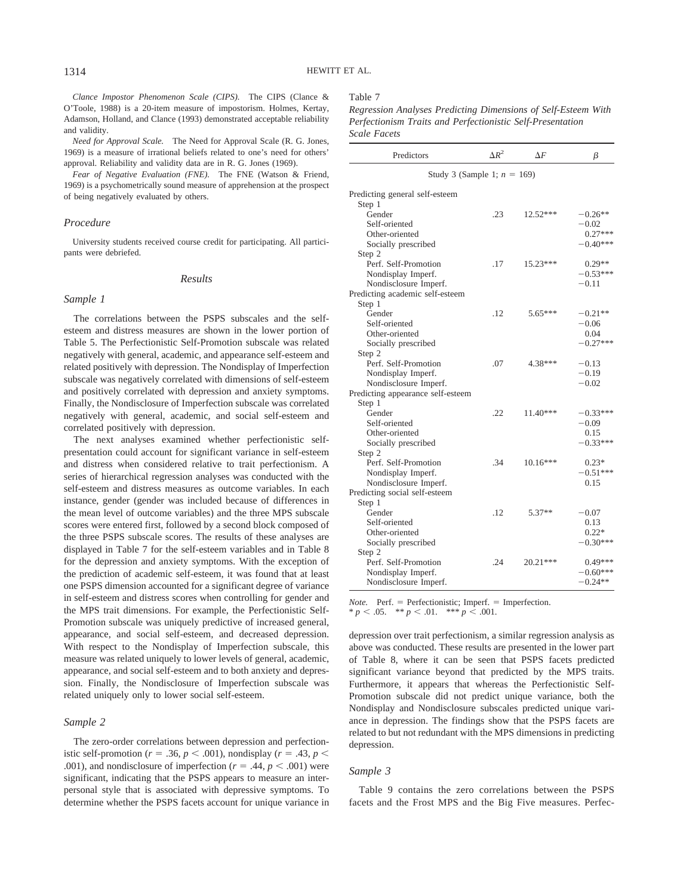*Clance Impostor Phenomenon Scale (CIPS).* The CIPS (Clance & O'Toole, 1988) is a 20-item measure of impostorism. Holmes, Kertay, Adamson, Holland, and Clance (1993) demonstrated acceptable reliability and validity.

*Need for Approval Scale.* The Need for Approval Scale (R. G. Jones, 1969) is a measure of irrational beliefs related to one's need for others' approval. Reliability and validity data are in R. G. Jones (1969).

*Fear of Negative Evaluation (FNE).* The FNE (Watson & Friend, 1969) is a psychometrically sound measure of apprehension at the prospect of being negatively evaluated by others.

### Procedure

University students received course credit for participating. All participants were debriefed.

## Results

### Sample 1

The correlations between the PSPS subscales and the self-esteem and distress measures are shown in the lower portion of Table 5. The Perfectionistic Self-Promotion subscale was related negatively with general, academic, and appearance self-esteem and related positively with depression. The Nondisplay of Imperfection subscale was negatively correlated with dimensions of self-esteem and positively correlated with depression and anxiety symptoms. Finally, the Nondisclosure of Imperfection subscale was correlated negatively with general, academic, and social self-esteem and correlated positively with depression.

The next analyses examined whether perfectionistic self-presentation could account for significant variance in self-esteem and distress when considered relative to trait perfectionism. A series of hierarchical regression analyses was conducted with the self-esteem and distress measures as outcome variables. In each instance, gender (gender was included because of differences in the mean level of outcome variables) and the three MPS subscale scores were entered first, followed by a second block composed of the three PSPS subscale scores. The results of these analyses are displayed in Table 7 for the self-esteem variables and in Table 8 for the depression and anxiety symptoms. With the exception of the prediction of academic self-esteem, it was found that at least one PSPS dimension accounted for a significant degree of variance in self-esteem and distress scores when controlling for gender and the MPS trait dimensions. For example, the Perfectionistic Self-Promotion subscale was uniquely predictive of increased general, appearance, and social self-esteem, and decreased depression. With respect to the Nondisplay of Imperfection subscale, this measure was related uniquely to lower levels of general, academic, appearance, and social self-esteem and to both anxiety and depression. Finally, the Nondisclosure of Imperfection subscale was related uniquely only to lower social self-esteem.

### Sample 2

The zero-order correlations between depression and perfectionistic self-promotion ($r = .36$, $p < .001$), nondisplay ($r = .43$, $p < .001$), and nondisclosure of imperfection ($r = .44$, $p < .001$) were significant, indicating that the PSPS appears to measure an interpersonal style that is associated with depressive symptoms. To determine whether the PSPS facets account for unique variance in depression over trait perfectionism, a similar regression analysis as above was conducted. These results are presented in the lower part of Table 8, where it can be seen that PSPS facets predicted significant variance beyond that predicted by the MPS traits. Furthermore, it appears that whereas the Perfectionistic Self-Promotion subscale did not predict unique variance, both the Nondisplay and Nondisclosure subscales predicted unique variance in depression. The findings show that the PSPS facets are related to but not redundant with the MPS dimensions in predicting depression.

### Sample 3

Table 9 contains the zero correlations between the PSPS facets and the Frost MPS and the Big Five measures. Perfec-

Table 7

*Regression Analyses Predicting Dimensions of Self-Esteem With Perfectionism Traits and Perfectionistic Self-Presentation Scale Facets*

| Predictors | $\Delta R^2$ | $\Delta F$ | $\beta$ |
|---|---|---|---|
| Study 3 (Sample 1; $n$ = 169) | | | |
| Predicting general self-esteem | | | |
| Step 1 | | | |
| Gender | .23 | 12.52*** | −0.26** |
| Self-oriented | | | −0.02 |
| Other-oriented | | | 0.27*** |
| Socially prescribed | | | −0.40*** |
| Step 2 | | | |
| Perf. Self-Promotion | .17 | 15.23*** | 0.29** |
| Nondisplay Imperf. | | | −0.53*** |
| Nondisclosure Imperf. | | | −0.11 |
| Predicting academic self-esteem | | | |
| Step 1 | | | |
| Gender | .12 | 5.65*** | −0.21** |
| Self-oriented | | | −0.06 |
| Other-oriented | | | 0.04 |
| Socially prescribed | | | −0.27*** |
| Step 2 | | | |
| Perf. Self-Promotion | .07 | 4.38*** | −0.13 |
| Nondisplay Imperf. | | | −0.19 |
| Nondisclosure Imperf. | | | −0.02 |
| Predicting appearance self-esteem | | | |
| Step 1 | | | |
| Gender | .22 | 11.40*** | −0.33*** |
| Self-oriented | | | −0.09 |
| Other-oriented | | | 0.15 |
| Socially prescribed | | | −0.33*** |
| Step 2 | | | |
| Perf. Self-Promotion | .34 | 10.16*** | 0.23* |
| Nondisplay Imperf. | | | −0.51*** |
| Nondisclosure Imperf. | | | 0.15 |
| Predicting social self-esteem | | | |
| Step 1 | | | |
| Gender | .12 | 5.37** | −0.07 |
| Self-oriented | | | 0.13 |
| Other-oriented | | | 0.22* |
| Socially prescribed | | | −0.30*** |
| Step 2 | | | |
| Perf. Self-Promotion | .24 | 20.21*** | 0.49*** |
| Nondisplay Imperf. | | | −0.60*** |
| Nondisclosure Imperf. | | | −0.24** |

*Note.* Perf. = Perfectionistic; Imperf. = Imperfection.
* $p < .05$. ** $p < .01$. *** $p < .001$.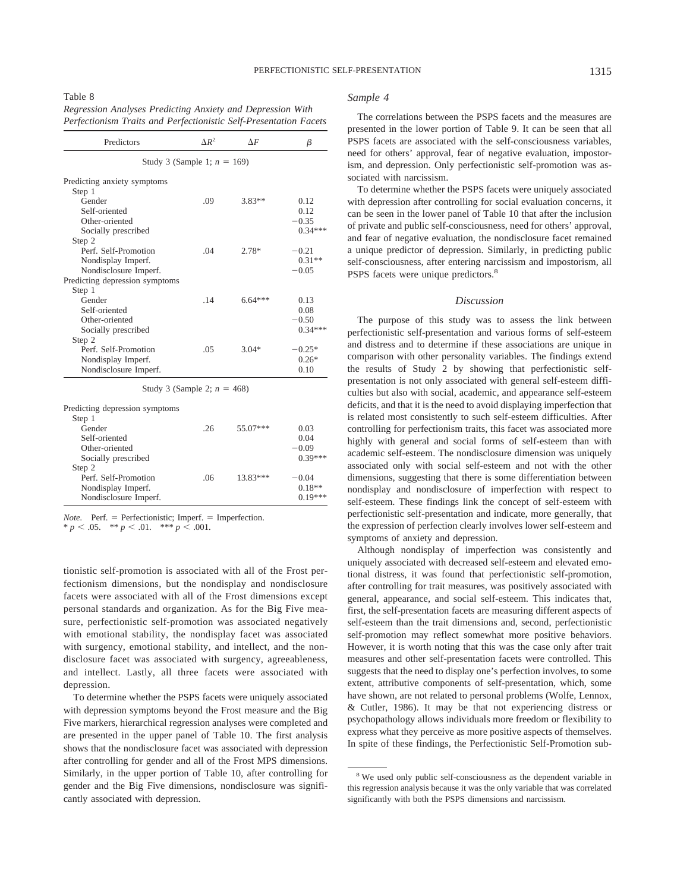Table 8

*Regression Analyses Predicting Anxiety and Depression With Perfectionism Traits and Perfectionistic Self-Presentation Facets*

| Predictors | $\Delta R^2$ | $\Delta F$ | $\beta$ |
|---|---|---|---|
| Study 3 (Sample 1; $n$ = 169) | | | |
| Predicting anxiety symptoms | | | |
| Step 1 | | | |
| Gender | .09 | 3.83** | 0.12 |
| Self-oriented | | | 0.12 |
| Other-oriented | | | −0.35 |
| Socially prescribed | | | 0.34*** |
| Step 2 | | | |
| Perf. Self-Promotion | .04 | 2.78* | −0.21 |
| Nondisplay Imperf. | | | 0.31** |
| Nondisclosure Imperf. | | | −0.05 |
| Predicting depression symptoms | | | |
| Step 1 | | | |
| Gender | .14 | 6.64*** | 0.13 |
| Self-oriented | | | 0.08 |
| Other-oriented | | | −0.50 |
| Socially prescribed | | | 0.34*** |
| Step 2 | | | |
| Perf. Self-Promotion | .05 | 3.04* | −0.25* |
| Nondisplay Imperf. | | | 0.26* |
| Nondisclosure Imperf. | | | 0.10 |
| Study 3 (Sample 2; $n$ = 468) | | | |
| Predicting depression symptoms | | | |
| Step 1 | | | |
| Gender | .26 | 55.07*** | 0.03 |
| Self-oriented | | | 0.04 |
| Other-oriented | | | −0.09 |
| Socially prescribed | | | 0.39*** |
| Step 2 | | | |
| Perf. Self-Promotion | .06 | 13.83*** | −0.04 |
| Nondisplay Imperf. | | | 0.18** |
| Nondisclosure Imperf. | | | 0.19*** |

*Note.* Perf. = Perfectionistic; Imperf. = Imperfection.
\* $p < .05$. \*\* $p < .01$. \*\*\* $p < .001$.

tionistic self-promotion is associated with all of the Frost perfectionism dimensions, but the nondisplay and nondisclosure facets were associated with all of the Frost dimensions except personal standards and organization. As for the Big Five measure, perfectionistic self-promotion was associated negatively with emotional stability, the nondisplay facet was associated with surgency, emotional stability, and intellect, and the nondisclosure facet was associated with surgency, agreeableness, and intellect. Lastly, all three facets were associated with depression.

To determine whether the PSPS facets were uniquely associated with depression symptoms beyond the Frost measure and the Big Five markers, hierarchical regression analyses were completed and are presented in the upper panel of Table 10. The first analysis shows that the nondisclosure facet was associated with depression after controlling for gender and all of the Frost MPS dimensions. Similarly, in the upper portion of Table 10, after controlling for gender and the Big Five dimensions, nondisclosure was significantly associated with depression.

*Sample 4*

The correlations between the PSPS facets and the measures are presented in the lower portion of Table 9. It can be seen that all PSPS facets are associated with the self-consciousness variables, need for others' approval, fear of negative evaluation, impostorism, and depression. Only perfectionistic self-promotion was associated with narcissism.

To determine whether the PSPS facets were uniquely associated with depression after controlling for social evaluation concerns, it can be seen in the lower panel of Table 10 that after the inclusion of private and public self-consciousness, need for others' approval, and fear of negative evaluation, the nondisclosure facet remained a unique predictor of depression. Similarly, in predicting public self-consciousness, after entering narcissism and impostorism, all PSPS facets were unique predictors.[8]

## Discussion

The purpose of this study was to assess the link between perfectionistic self-presentation and various forms of self-esteem and distress and to determine if these associations are unique in comparison with other personality variables. The findings extend the results of Study 2 by showing that perfectionistic self-presentation is not only associated with general self-esteem difficulties but also with social, academic, and appearance self-esteem deficits, and that it is the need to avoid displaying imperfection that is related most consistently to such self-esteem difficulties. After controlling for perfectionism traits, this facet was associated more highly with general and social forms of self-esteem than with academic self-esteem. The nondisclosure dimension was uniquely associated only with social self-esteem and not with the other dimensions, suggesting that there is some differentiation between nondisplay and nondisclosure of imperfection with respect to self-esteem. These findings link the concept of self-esteem with perfectionistic self-presentation and indicate, more generally, that the expression of perfection clearly involves lower self-esteem and symptoms of anxiety and depression.

Although nondisplay of imperfection was consistently and uniquely associated with decreased self-esteem and elevated emotional distress, it was found that perfectionistic self-promotion, after controlling for trait measures, was positively associated with general, appearance, and social self-esteem. This indicates that, first, the self-presentation facets are measuring different aspects of self-esteem than the trait dimensions and, second, perfectionistic self-promotion may reflect somewhat more positive behaviors. However, it is worth noting that this was the case only after trait measures and other self-presentation facets were controlled. This suggests that the need to display one's perfection involves, to some extent, attributive components of self-presentation, which, some have shown, are not related to personal problems (Wolfe, Lennox, & Cutler, 1986). It may be that not experiencing distress or psychopathology allows individuals more freedom or flexibility to express what they perceive as more positive aspects of themselves. In spite of these findings, the Perfectionistic Self-Promotion sub-

[8] We used only public self-consciousness as the dependent variable in this regression analysis because it was the only variable that was correlated significantly with both the PSPS dimensions and narcissism.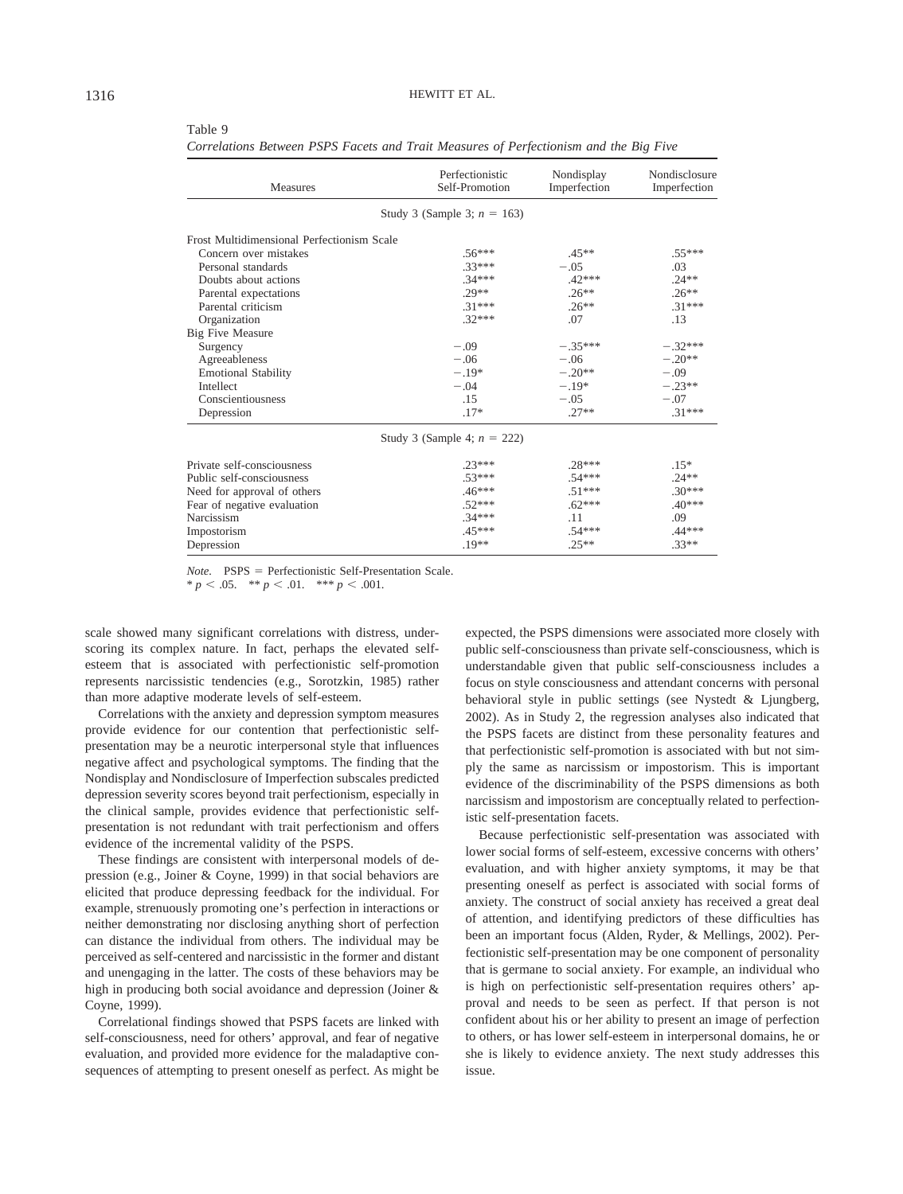Table 9
*Correlations Between PSPS Facets and Trait Measures of Perfectionism and the Big Five*

| Measures | Perfectionistic Self-Promotion | Nondisplay Imperfection | Nondisclosure Imperfection |
|---|---|---|---|
| Study 3 (Sample 3; $n$ = 163) | | | |
| Frost Multidimensional Perfectionism Scale | | | |
| Concern over mistakes | .56*** | .45** | .55*** |
| Personal standards | .33*** | −.05 | .03 |
| Doubts about actions | .34*** | .42*** | .24** |
| Parental expectations | .29** | .26** | .26** |
| Parental criticism | .31*** | .26** | .31*** |
| Organization | .32*** | .07 | .13 |
| Big Five Measure | | | |
| Surgency | −.09 | −.35*** | −.32*** |
| Agreeableness | −.06 | −.06 | −.20** |
| Emotional Stability | −.19* | −.20** | −.09 |
| Intellect | −.04 | −.19* | −.23** |
| Conscientiousness | .15 | −.05 | −.07 |
| Depression | .17* | .27** | .31*** |
| Study 3 (Sample 4; $n$ = 222) | | | |
| Private self-consciousness | .23*** | .28*** | .15* |
| Public self-consciousness | .53*** | .54*** | .24** |
| Need for approval of others | .46*** | .51*** | .30*** |
| Fear of negative evaluation | .52*** | .62*** | .40*** |
| Narcissism | .34*** | .11 | .09 |
| Impostorism | .45*** | .54*** | .44*** |
| Depression | .19** | .25** | .33** |

*Note.* PSPS = Perfectionistic Self-Presentation Scale.
* $p < .05$. ** $p < .01$. *** $p < .001$.

scale showed many significant correlations with distress, underscoring its complex nature. In fact, perhaps the elevated self-esteem that is associated with perfectionistic self-promotion represents narcissistic tendencies (e.g., Sorotzkin, 1985) rather than more adaptive moderate levels of self-esteem.

Correlations with the anxiety and depression symptom measures provide evidence for our contention that perfectionistic self-presentation may be a neurotic interpersonal style that influences negative affect and psychological symptoms. The finding that the Nondisplay and Nondisclosure of Imperfection subscales predicted depression severity scores beyond trait perfectionism, especially in the clinical sample, provides evidence that perfectionistic self-presentation is not redundant with trait perfectionism and offers evidence of the incremental validity of the PSPS.

These findings are consistent with interpersonal models of depression (e.g., Joiner & Coyne, 1999) in that social behaviors are elicited that produce depressing feedback for the individual. For example, strenuously promoting one's perfection in interactions or neither demonstrating nor disclosing anything short of perfection can distance the individual from others. The individual may be perceived as self-centered and narcissistic in the former and distant and unengaging in the latter. The costs of these behaviors may be high in producing both social avoidance and depression (Joiner & Coyne, 1999).

Correlational findings showed that PSPS facets are linked with self-consciousness, need for others' approval, and fear of negative evaluation, and provided more evidence for the maladaptive consequences of attempting to present oneself as perfect. As might be expected, the PSPS dimensions were associated more closely with public self-consciousness than private self-consciousness, which is understandable given that public self-consciousness includes a focus on style consciousness and attendant concerns with personal behavioral style in public settings (see Nystedt & Ljungberg, 2002). As in Study 2, the regression analyses also indicated that the PSPS facets are distinct from these personality features and that perfectionistic self-promotion is associated with but not simply the same as narcissism or impostorism. This is important evidence of the discriminability of the PSPS dimensions as both narcissism and impostorism are conceptually related to perfectionistic self-presentation facets.

Because perfectionistic self-presentation was associated with lower social forms of self-esteem, excessive concerns with others' evaluation, and with higher anxiety symptoms, it may be that presenting oneself as perfect is associated with social forms of anxiety. The construct of social anxiety has received a great deal of attention, and identifying predictors of these difficulties has been an important focus (Alden, Ryder, & Mellings, 2002). Perfectionistic self-presentation may be one component of personality that is germane to social anxiety. For example, an individual who is high on perfectionistic self-presentation requires others' approval and needs to be seen as perfect. If that person is not confident about his or her ability to present an image of perfection to others, or has lower self-esteem in interpersonal domains, he or she is likely to evidence anxiety. The next study addresses this issue.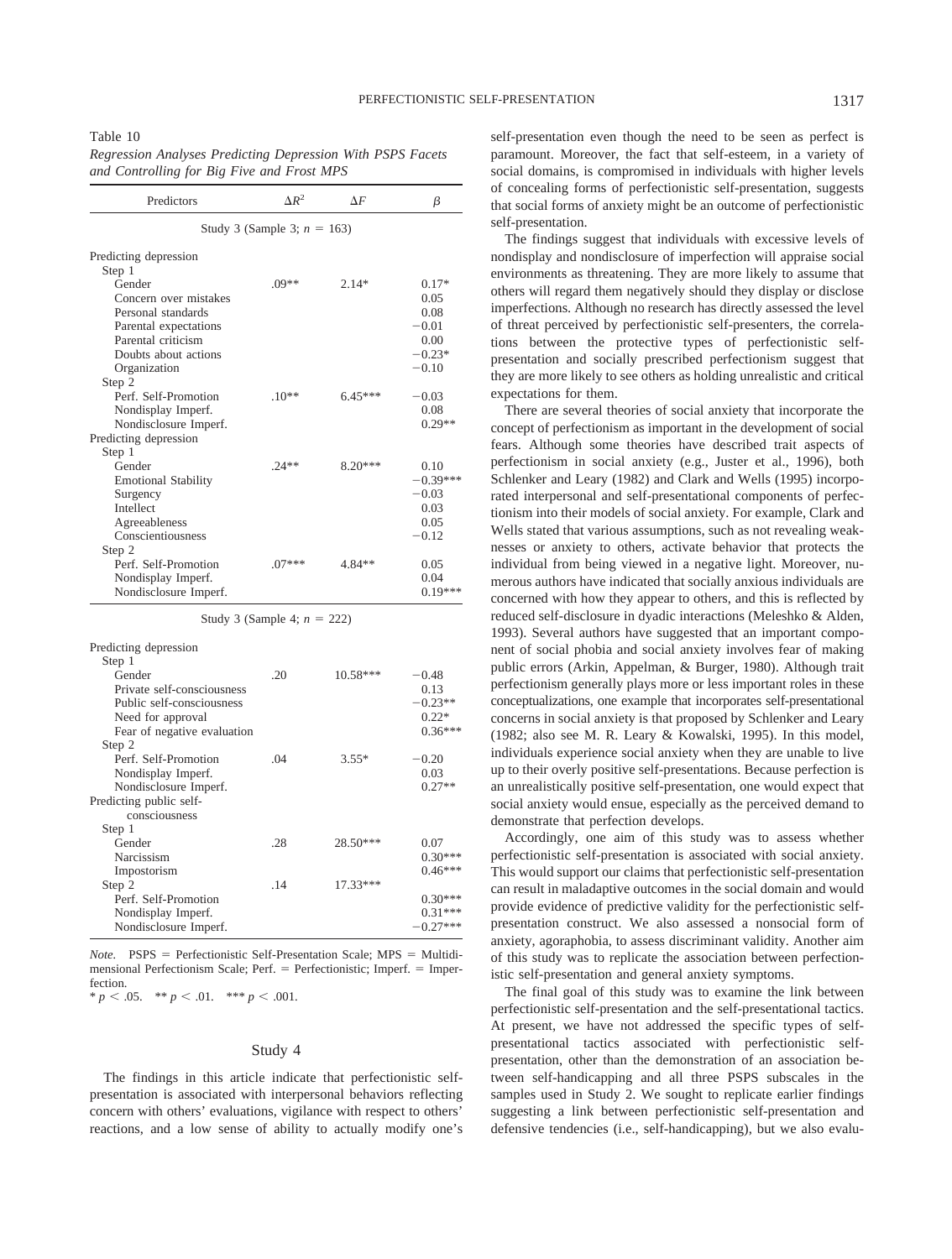Table 10
*Regression Analyses Predicting Depression With PSPS Facets and Controlling for Big Five and Frost MPS*

| Predictors | $\Delta R^2$ | $\Delta F$ | $\beta$ |
|---|---|---|---|
| Study 3 (Sample 3; $n$ = 163) | | | |
| Predicting depression | | | |
| Step 1 | | | |
| Gender | .09** | 2.14* | 0.17* |
| Concern over mistakes | | | 0.05 |
| Personal standards | | | 0.08 |
| Parental expectations | | | −0.01 |
| Parental criticism | | | 0.00 |
| Doubts about actions | | | −0.23* |
| Organization | | | −0.10 |
| Step 2 | | | |
| Perf. Self-Promotion | .10** | 6.45*** | −0.03 |
| Nondisplay Imperf. | | | 0.08 |
| Nondisclosure Imperf. | | | 0.29** |
| Predicting depression | | | |
| Step 1 | | | |
| Gender | .24** | 8.20*** | 0.10 |
| Emotional Stability | | | −0.39*** |
| Surgency | | | −0.03 |
| Intellect | | | 0.03 |
| Agreeableness | | | 0.05 |
| Conscientiousness | | | −0.12 |
| Step 2 | | | |
| Perf. Self-Promotion | .07*** | 4.84** | 0.05 |
| Nondisplay Imperf. | | | 0.04 |
| Nondisclosure Imperf. | | | 0.19*** |
| Study 3 (Sample 4; $n$ = 222) | | | |
| Predicting depression | | | |
| Step 1 | | | |
| Gender | .20 | 10.58*** | −0.48 |
| Private self-consciousness | | | 0.13 |
| Public self-consciousness | | | −0.23** |
| Need for approval | | | 0.22* |
| Fear of negative evaluation | | | 0.36*** |
| Step 2 | | | |
| Perf. Self-Promotion | .04 | 3.55* | −0.20 |
| Nondisplay Imperf. | | | 0.03 |
| Nondisclosure Imperf. | | | 0.27** |
| Predicting public self-consciousness | | | |
| Step 1 | | | |
| Gender | .28 | 28.50*** | 0.07 |
| Narcissism | | | 0.30*** |
| Impostorism | | | 0.46*** |
| Step 2 | .14 | 17.33*** | |
| Perf. Self-Promotion | | | 0.30*** |
| Nondisplay Imperf. | | | 0.31*** |
| Nondisclosure Imperf. | | | −0.27*** |

*Note.* PSPS = Perfectionistic Self-Presentation Scale; MPS = Multidimensional Perfectionism Scale; Perf. = Perfectionistic; Imperf. = Imperfection.
* $p < .05$. ** $p < .01$. *** $p < .001$.

## Study 4

The findings in this article indicate that perfectionistic self-presentation is associated with interpersonal behaviors reflecting concern with others' evaluations, vigilance with respect to others' reactions, and a low sense of ability to actually modify one's self-presentation even though the need to be seen as perfect is paramount. Moreover, the fact that self-esteem, in a variety of social domains, is compromised in individuals with higher levels of concealing forms of perfectionistic self-presentation, suggests that social forms of anxiety might be an outcome of perfectionistic self-presentation.

The findings suggest that individuals with excessive levels of nondisplay and nondisclosure of imperfection will appraise social environments as threatening. They are more likely to assume that others will regard them negatively should they display or disclose imperfections. Although no research has directly assessed the level of threat perceived by perfectionistic self-presenters, the correlations between the protective types of perfectionistic self-presentation and socially prescribed perfectionism suggest that they are more likely to see others as holding unrealistic and critical expectations for them.

There are several theories of social anxiety that incorporate the concept of perfectionism as important in the development of social fears. Although some theories have described trait aspects of perfectionism in social anxiety (e.g., Juster et al., 1996), both Schlenker and Leary (1982) and Clark and Wells (1995) incorporated interpersonal and self-presentational components of perfectionism into their models of social anxiety. For example, Clark and Wells stated that various assumptions, such as not revealing weaknesses or anxiety to others, activate behavior that protects the individual from being viewed in a negative light. Moreover, numerous authors have indicated that socially anxious individuals are concerned with how they appear to others, and this is reflected by reduced self-disclosure in dyadic interactions (Meleshko & Alden, 1993). Several authors have suggested that an important component of social phobia and social anxiety involves fear of making public errors (Arkin, Appelman, & Burger, 1980). Although trait perfectionism generally plays more or less important roles in these conceptualizations, one example that incorporates self-presentational concerns in social anxiety is that proposed by Schlenker and Leary (1982; also see M. R. Leary & Kowalski, 1995). In this model, individuals experience social anxiety when they are unable to live up to their overly positive self-presentations. Because perfection is an unrealistically positive self-presentation, one would expect that social anxiety would ensue, especially as the perceived demand to demonstrate that perfection develops.

Accordingly, one aim of this study was to assess whether perfectionistic self-presentation is associated with social anxiety. This would support our claims that perfectionistic self-presentation can result in maladaptive outcomes in the social domain and would provide evidence of predictive validity for the perfectionistic self-presentation construct. We also assessed a nonsocial form of anxiety, agoraphobia, to assess discriminant validity. Another aim of this study was to replicate the association between perfectionistic self-presentation and general anxiety symptoms.

The final goal of this study was to examine the link between perfectionistic self-presentation and the self-presentational tactics. At present, we have not addressed the specific types of self-presentational tactics associated with perfectionistic self-presentation, other than the demonstration of an association between self-handicapping and all three PSPS subscales in the samples used in Study 2. We sought to replicate earlier findings suggesting a link between perfectionistic self-presentation and defensive tendencies (i.e., self-handicapping), but we also evalu-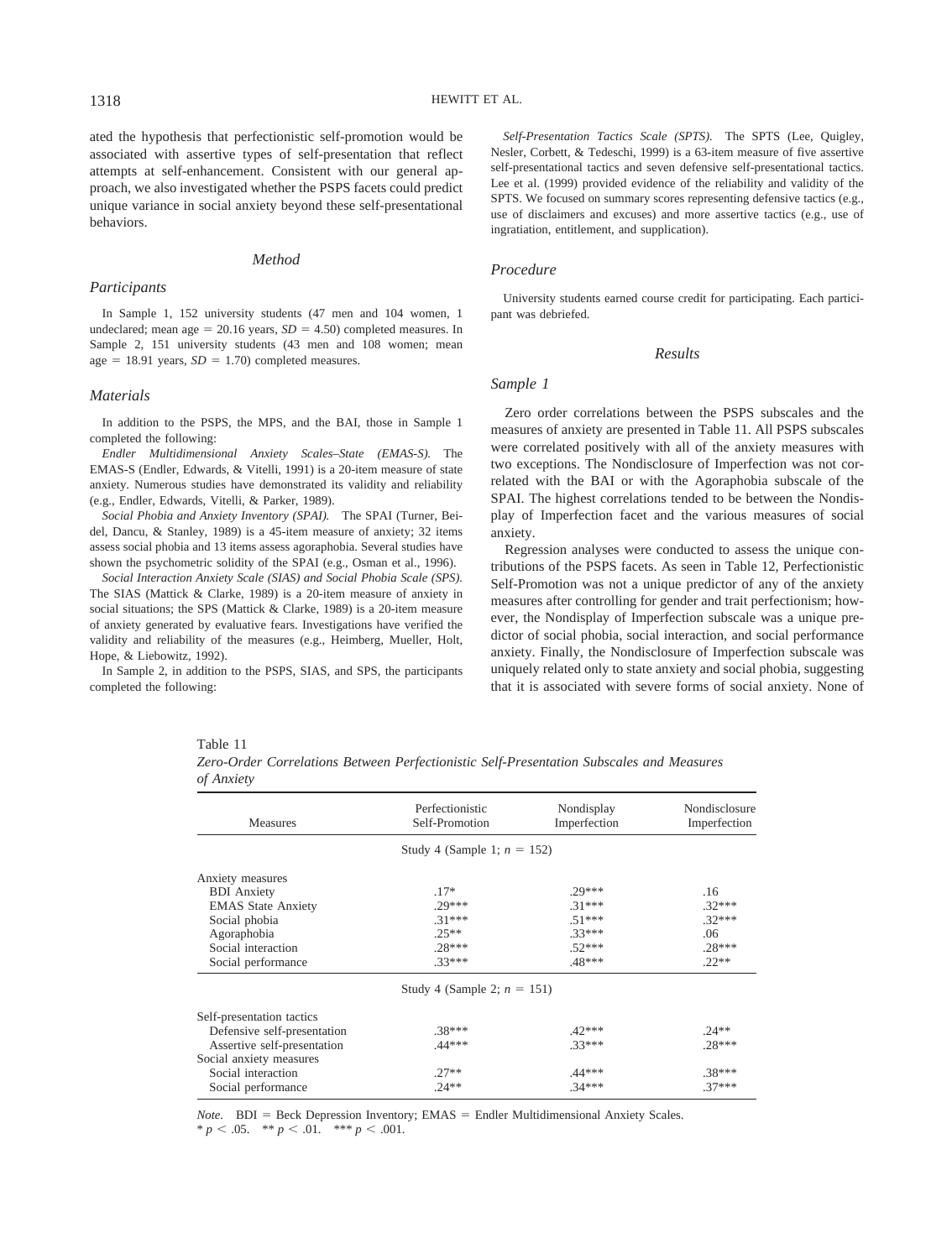ated the hypothesis that perfectionistic self-promotion would be associated with assertive types of self-presentation that reflect attempts at self-enhancement. Consistent with our general approach, we also investigated whether the PSPS facets could predict unique variance in social anxiety beyond these self-presentational behaviors.

### Method

#### Participants

In Sample 1, 152 university students (47 men and 104 women, 1 undeclared; mean age = 20.16 years, *SD* = 4.50) completed measures. In Sample 2, 151 university students (43 men and 108 women; mean age = 18.91 years, *SD* = 1.70) completed measures.

#### Materials

In addition to the PSPS, the MPS, and the BAI, those in Sample 1 completed the following:

*Endler Multidimensional Anxiety Scales–State (EMAS-S).* The EMAS-S (Endler, Edwards, & Vitelli, 1991) is a 20-item measure of state anxiety. Numerous studies have demonstrated its validity and reliability (e.g., Endler, Edwards, Vitelli, & Parker, 1989).

*Social Phobia and Anxiety Inventory (SPAI).* The SPAI (Turner, Beidel, Dancu, & Stanley, 1989) is a 45-item measure of anxiety; 32 items assess social phobia and 13 items assess agoraphobia. Several studies have shown the psychometric solidity of the SPAI (e.g., Osman et al., 1996).

*Social Interaction Anxiety Scale (SIAS) and Social Phobia Scale (SPS).* The SIAS (Mattick & Clarke, 1989) is a 20-item measure of anxiety in social situations; the SPS (Mattick & Clarke, 1989) is a 20-item measure of anxiety generated by evaluative fears. Investigations have verified the validity and reliability of the measures (e.g., Heimberg, Mueller, Holt, Hope, & Liebowitz, 1992).

In Sample 2, in addition to the PSPS, SIAS, and SPS, the participants completed the following:

*Self-Presentation Tactics Scale (SPTS).* The SPTS (Lee, Quigley, Nesler, Corbett, & Tedeschi, 1999) is a 63-item measure of five assertive self-presentational tactics and seven defensive self-presentational tactics. Lee et al. (1999) provided evidence of the reliability and validity of the SPTS. We focused on summary scores representing defensive tactics (e.g., use of disclaimers and excuses) and more assertive tactics (e.g., use of ingratiation, entitlement, and supplication).

#### Procedure

University students earned course credit for participating. Each participant was debriefed.

### Results

#### Sample 1

Zero order correlations between the PSPS subscales and the measures of anxiety are presented in Table 11. All PSPS subscales were correlated positively with all of the anxiety measures with two exceptions. The Nondisclosure of Imperfection was not correlated with the BAI or with the Agoraphobia subscale of the SPAI. The highest correlations tended to be between the Nondisplay of Imperfection facet and the various measures of social anxiety.

Regression analyses were conducted to assess the unique contributions of the PSPS facets. As seen in Table 12, Perfectionistic Self-Promotion was not a unique predictor of any of the anxiety measures after controlling for gender and trait perfectionism; however, the Nondisplay of Imperfection subscale was a unique predictor of social phobia, social interaction, and social performance anxiety. Finally, the Nondisclosure of Imperfection subscale was uniquely related only to state anxiety and social phobia, suggesting that it is associated with severe forms of social anxiety. None of

Table 11
*Zero-Order Correlations Between Perfectionistic Self-Presentation Subscales and Measures of Anxiety*

| Measures | Perfectionistic Self-Promotion | Nondisplay Imperfection | Nondisclosure Imperfection |
|---|---|---|---|
| Study 4 (Sample 1; *n* = 152) | | | |
| Anxiety measures | | | |
| BDI Anxiety | .17* | .29*** | .16 |
| EMAS State Anxiety | .29*** | .31*** | .32*** |
| Social phobia | .31*** | .51*** | .32*** |
| Agoraphobia | .25** | .33*** | .06 |
| Social interaction | .28*** | .52*** | .28*** |
| Social performance | .33*** | .48*** | .22** |
| Study 4 (Sample 2; *n* = 151) | | | |
| Self-presentation tactics | | | |
| Defensive self-presentation | .38*** | .42*** | .24** |
| Assertive self-presentation | .44*** | .33*** | .28*** |
| Social anxiety measures | | | |
| Social interaction | .27** | .44*** | .38*** |
| Social performance | .24** | .34*** | .37*** |

*Note.* BDI = Beck Depression Inventory; EMAS = Endler Multidimensional Anxiety Scales.
* $p < .05$. ** $p < .01$. *** $p < .001$.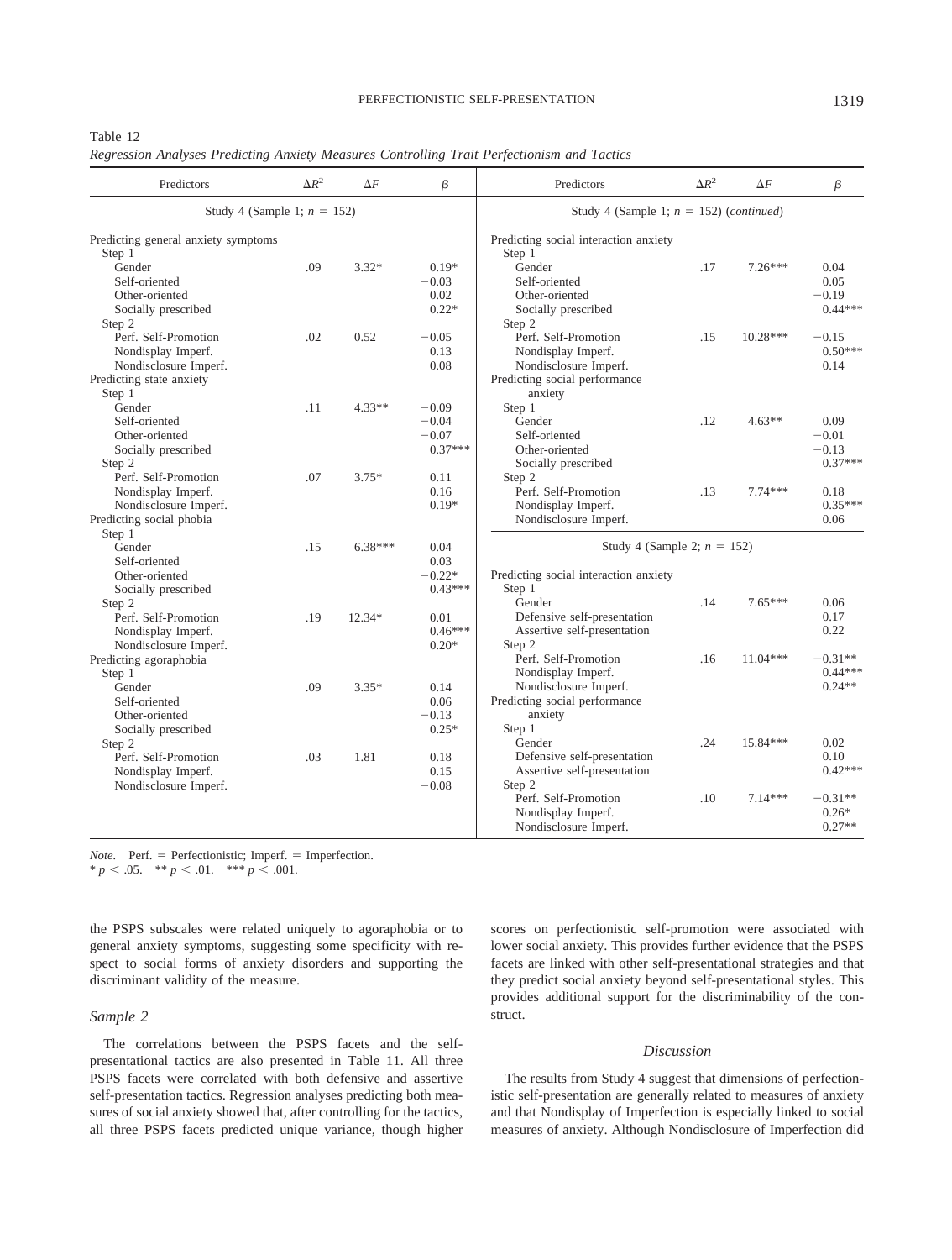Table 12
*Regression Analyses Predicting Anxiety Measures Controlling Trait Perfectionism and Tactics*

| Predictors | $\Delta R^2$ | $\Delta F$ | $\beta$ |
|---|---|---|---|
| **Study 4 (Sample 1; $n$ = 152)** | | | |
| Predicting general anxiety symptoms | | | |
| Step 1 | | | |
| Gender | .09 | 3.32* | 0.19* |
| Self-oriented | | | −0.03 |
| Other-oriented | | | 0.02 |
| Socially prescribed | | | 0.22* |
| Step 2 | | | |
| Perf. Self-Promotion | .02 | 0.52 | −0.05 |
| Nondisplay Imperf. | | | 0.13 |
| Nondisclosure Imperf. | | | 0.08 |
| Predicting state anxiety | | | |
| Step 1 | | | |
| Gender | .11 | 4.33** | −0.09 |
| Self-oriented | | | −0.04 |
| Other-oriented | | | −0.07 |
| Socially prescribed | | | 0.37*** |
| Step 2 | | | |
| Perf. Self-Promotion | .07 | 3.75* | 0.11 |
| Nondisplay Imperf. | | | 0.16 |
| Nondisclosure Imperf. | | | 0.19* |
| Predicting social phobia | | | |
| Step 1 | | | |
| Gender | .15 | 6.38*** | 0.04 |
| Self-oriented | | | 0.03 |
| Other-oriented | | | −0.22* |
| Socially prescribed | | | 0.43*** |
| Step 2 | | | |
| Perf. Self-Promotion | .19 | 12.34* | 0.01 |
| Nondisplay Imperf. | | | 0.46*** |
| Nondisclosure Imperf. | | | 0.20* |
| Predicting agoraphobia | | | |
| Step 1 | | | |
| Gender | .09 | 3.35* | 0.14 |
| Self-oriented | | | 0.06 |
| Other-oriented | | | −0.13 |
| Socially prescribed | | | 0.25* |
| Step 2 | | | |
| Perf. Self-Promotion | .03 | 1.81 | 0.18 |
| Nondisplay Imperf. | | | 0.15 |
| Nondisclosure Imperf. | | | −0.08 |
| **Study 4 (Sample 1; $n$ = 152) (*continued*)** | | | |
| Predicting social interaction anxiety | | | |
| Step 1 | | | |
| Gender | .17 | 7.26*** | 0.04 |
| Self-oriented | | | 0.05 |
| Other-oriented | | | −0.19 |
| Socially prescribed | | | 0.44*** |
| Step 2 | | | |
| Perf. Self-Promotion | .15 | 10.28*** | −0.15 |
| Nondisplay Imperf. | | | 0.50*** |
| Nondisclosure Imperf. | | | 0.14 |
| Predicting social performance anxiety | | | |
| Step 1 | | | |
| Gender | .12 | 4.63** | 0.09 |
| Self-oriented | | | −0.01 |
| Other-oriented | | | −0.13 |
| Socially prescribed | | | 0.37*** |
| Step 2 | | | |
| Perf. Self-Promotion | .13 | 7.74*** | 0.18 |
| Nondisplay Imperf. | | | 0.35*** |
| Nondisclosure Imperf. | | | 0.06 |
| **Study 4 (Sample 2; $n$ = 152)** | | | |
| Predicting social interaction anxiety | | | |
| Step 1 | | | |
| Gender | .14 | 7.65*** | 0.06 |
| Defensive self-presentation | | | 0.17 |
| Assertive self-presentation | | | 0.22 |
| Step 2 | | | |
| Perf. Self-Promotion | .16 | 11.04*** | −0.31** |
| Nondisplay Imperf. | | | 0.44*** |
| Nondisclosure Imperf. | | | 0.24** |
| Predicting social performance anxiety | | | |
| Step 1 | | | |
| Gender | .24 | 15.84*** | 0.02 |
| Defensive self-presentation | | | 0.10 |
| Assertive self-presentation | | | 0.42*** |
| Step 2 | | | |
| Perf. Self-Promotion | .10 | 7.14*** | −0.31** |
| Nondisplay Imperf. | | | 0.26* |
| Nondisclosure Imperf. | | | 0.27** |

*Note.* Perf. = Perfectionistic; Imperf. = Imperfection.
* $p < .05$. ** $p < .01$. *** $p < .001$.

the PSPS subscales were related uniquely to agoraphobia or to general anxiety symptoms, suggesting some specificity with respect to social forms of anxiety disorders and supporting the discriminant validity of the measure.

### *Sample 2*

The correlations between the PSPS facets and the self-presentational tactics are also presented in Table 11. All three PSPS facets were correlated with both defensive and assertive self-presentation tactics. Regression analyses predicting both measures of social anxiety showed that, after controlling for the tactics, all three PSPS facets predicted unique variance, though higher scores on perfectionistic self-promotion were associated with lower social anxiety. This provides further evidence that the PSPS facets are linked with other self-presentational strategies and that they predict social anxiety beyond self-presentational styles. This provides additional support for the discriminability of the construct.

## *Discussion*

The results from Study 4 suggest that dimensions of perfectionistic self-presentation are generally related to measures of anxiety and that Nondisplay of Imperfection is especially linked to social measures of anxiety. Although Nondisclosure of Imperfection did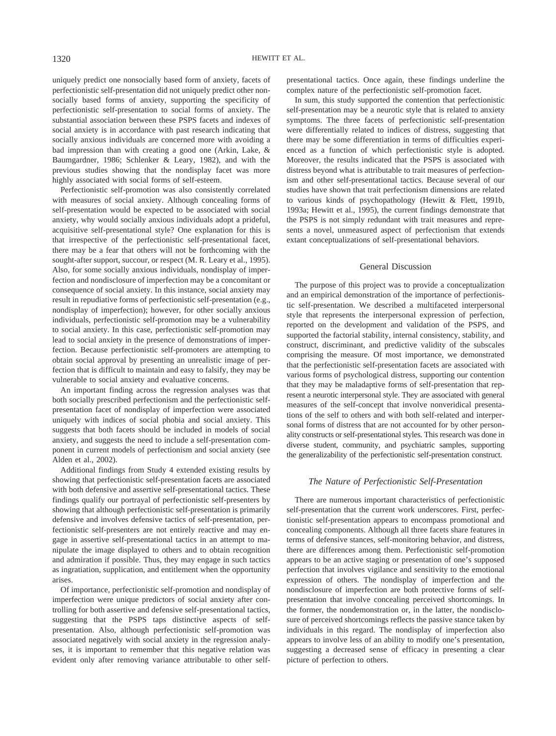uniquely predict one nonsocially based form of anxiety, facets of perfectionistic self-presentation did not uniquely predict other nonsocially based forms of anxiety, supporting the specificity of perfectionistic self-presentation to social forms of anxiety. The substantial association between these PSPS facets and indexes of social anxiety is in accordance with past research indicating that socially anxious individuals are concerned more with avoiding a bad impression than with creating a good one (Arkin, Lake, & Baumgardner, 1986; Schlenker & Leary, 1982), and with the previous studies showing that the nondisplay facet was more highly associated with social forms of self-esteem.

Perfectionistic self-promotion was also consistently correlated with measures of social anxiety. Although concealing forms of self-presentation would be expected to be associated with social anxiety, why would socially anxious individuals adopt a prideful, acquisitive self-presentational style? One explanation for this is that irrespective of the perfectionistic self-presentational facet, there may be a fear that others will not be forthcoming with the sought-after support, succour, or respect (M. R. Leary et al., 1995). Also, for some socially anxious individuals, nondisplay of imperfection and nondisclosure of imperfection may be a concomitant or consequence of social anxiety. In this instance, social anxiety may result in repudiative forms of perfectionistic self-presentation (e.g., nondisplay of imperfection); however, for other socially anxious individuals, perfectionistic self-promotion may be a vulnerability to social anxiety. In this case, perfectionistic self-promotion may lead to social anxiety in the presence of demonstrations of imperfection. Because perfectionistic self-promoters are attempting to obtain social approval by presenting an unrealistic image of perfection that is difficult to maintain and easy to falsify, they may be vulnerable to social anxiety and evaluative concerns.

An important finding across the regression analyses was that both socially prescribed perfectionism and the perfectionistic self-presentation facet of nondisplay of imperfection were associated uniquely with indices of social phobia and social anxiety. This suggests that both facets should be included in models of social anxiety, and suggests the need to include a self-presentation component in current models of perfectionism and social anxiety (see Alden et al., 2002).

Additional findings from Study 4 extended existing results by showing that perfectionistic self-presentation facets are associated with both defensive and assertive self-presentational tactics. These findings qualify our portrayal of perfectionistic self-presenters by showing that although perfectionistic self-presentation is primarily defensive and involves defensive tactics of self-presentation, perfectionistic self-presenters are not entirely reactive and may engage in assertive self-presentational tactics in an attempt to manipulate the image displayed to others and to obtain recognition and admiration if possible. Thus, they may engage in such tactics as ingratiation, supplication, and entitlement when the opportunity arises.

Of importance, perfectionistic self-promotion and nondisplay of imperfection were unique predictors of social anxiety after controlling for both assertive and defensive self-presentational tactics, suggesting that the PSPS taps distinctive aspects of self-presentation. Also, although perfectionistic self-promotion was associated negatively with social anxiety in the regression analyses, it is important to remember that this negative relation was evident only after removing variance attributable to other self-presentational tactics. Once again, these findings underline the complex nature of the perfectionistic self-promotion facet.

In sum, this study supported the contention that perfectionistic self-presentation may be a neurotic style that is related to anxiety symptoms. The three facets of perfectionistic self-presentation were differentially related to indices of distress, suggesting that there may be some differentiation in terms of difficulties experienced as a function of which perfectionistic style is adopted. Moreover, the results indicated that the PSPS is associated with distress beyond what is attributable to trait measures of perfectionism and other self-presentational tactics. Because several of our studies have shown that trait perfectionism dimensions are related to various kinds of psychopathology (Hewitt & Flett, 1991b, 1993a; Hewitt et al., 1995), the current findings demonstrate that the PSPS is not simply redundant with trait measures and represents a novel, unmeasured aspect of perfectionism that extends extant conceptualizations of self-presentational behaviors.

## General Discussion

The purpose of this project was to provide a conceptualization and an empirical demonstration of the importance of perfectionistic self-presentation. We described a multifaceted interpersonal style that represents the interpersonal expression of perfection, reported on the development and validation of the PSPS, and supported the factorial stability, internal consistency, stability, and construct, discriminant, and predictive validity of the subscales comprising the measure. Of most importance, we demonstrated that the perfectionistic self-presentation facets are associated with various forms of psychological distress, supporting our contention that they may be maladaptive forms of self-presentation that represent a neurotic interpersonal style. They are associated with general measures of the self-concept that involve nonveridical presentations of the self to others and with both self-related and interpersonal forms of distress that are not accounted for by other personality constructs or self-presentational styles. This research was done in diverse student, community, and psychiatric samples, supporting the generalizability of the perfectionistic self-presentation construct.

### *The Nature of Perfectionistic Self-Presentation*

There are numerous important characteristics of perfectionistic self-presentation that the current work underscores. First, perfectionistic self-presentation appears to encompass promotional and concealing components. Although all three facets share features in terms of defensive stances, self-monitoring behavior, and distress, there are differences among them. Perfectionistic self-promotion appears to be an active staging or presentation of one's supposed perfection that involves vigilance and sensitivity to the emotional expression of others. The nondisplay of imperfection and the nondisclosure of imperfection are both protective forms of self-presentation that involve concealing perceived shortcomings. In the former, the nondemonstration or, in the latter, the nondisclosure of perceived shortcomings reflects the passive stance taken by individuals in this regard. The nondisplay of imperfection also appears to involve less of an ability to modify one's presentation, suggesting a decreased sense of efficacy in presenting a clear picture of perfection to others.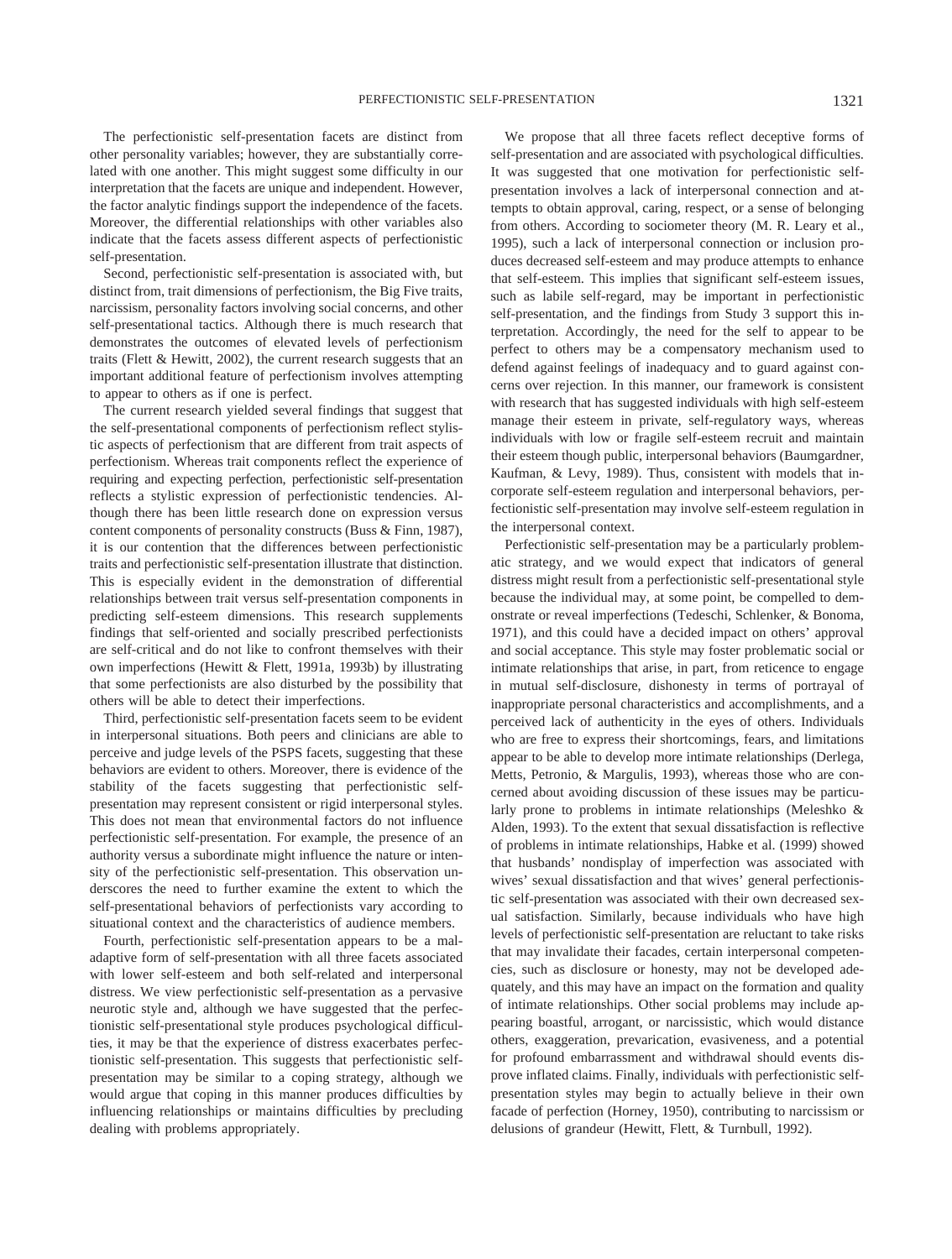The perfectionistic self-presentation facets are distinct from other personality variables; however, they are substantially correlated with one another. This might suggest some difficulty in our interpretation that the facets are unique and independent. However, the factor analytic findings support the independence of the facets. Moreover, the differential relationships with other variables also indicate that the facets assess different aspects of perfectionistic self-presentation.

Second, perfectionistic self-presentation is associated with, but distinct from, trait dimensions of perfectionism, the Big Five traits, narcissism, personality factors involving social concerns, and other self-presentational tactics. Although there is much research that demonstrates the outcomes of elevated levels of perfectionism traits (Flett & Hewitt, 2002), the current research suggests that an important additional feature of perfectionism involves attempting to appear to others as if one is perfect.

The current research yielded several findings that suggest that the self-presentational components of perfectionism reflect stylistic aspects of perfectionism that are different from trait aspects of perfectionism. Whereas trait components reflect the experience of requiring and expecting perfection, perfectionistic self-presentation reflects a stylistic expression of perfectionistic tendencies. Although there has been little research done on expression versus content components of personality constructs (Buss & Finn, 1987), it is our contention that the differences between perfectionistic traits and perfectionistic self-presentation illustrate that distinction. This is especially evident in the demonstration of differential relationships between trait versus self-presentation components in predicting self-esteem dimensions. This research supplements findings that self-oriented and socially prescribed perfectionists are self-critical and do not like to confront themselves with their own imperfections (Hewitt & Flett, 1991a, 1993b) by illustrating that some perfectionists are also disturbed by the possibility that others will be able to detect their imperfections.

Third, perfectionistic self-presentation facets seem to be evident in interpersonal situations. Both peers and clinicians are able to perceive and judge levels of the PSPS facets, suggesting that these behaviors are evident to others. Moreover, there is evidence of the stability of the facets suggesting that perfectionistic self-presentation may represent consistent or rigid interpersonal styles. This does not mean that environmental factors do not influence perfectionistic self-presentation. For example, the presence of an authority versus a subordinate might influence the nature or intensity of the perfectionistic self-presentation. This observation underscores the need to further examine the extent to which the self-presentational behaviors of perfectionists vary according to situational context and the characteristics of audience members.

Fourth, perfectionistic self-presentation appears to be a maladaptive form of self-presentation with all three facets associated with lower self-esteem and both self-related and interpersonal distress. We view perfectionistic self-presentation as a pervasive neurotic style and, although we have suggested that the perfectionistic self-presentational style produces psychological difficulties, it may be that the experience of distress exacerbates perfectionistic self-presentation. This suggests that perfectionistic self-presentation may be similar to a coping strategy, although we would argue that coping in this manner produces difficulties by influencing relationships or maintains difficulties by precluding dealing with problems appropriately.

We propose that all three facets reflect deceptive forms of self-presentation and are associated with psychological difficulties. It was suggested that one motivation for perfectionistic self-presentation involves a lack of interpersonal connection and attempts to obtain approval, caring, respect, or a sense of belonging from others. According to sociometer theory (M. R. Leary et al., 1995), such a lack of interpersonal connection or inclusion produces decreased self-esteem and may produce attempts to enhance that self-esteem. This implies that significant self-esteem issues, such as labile self-regard, may be important in perfectionistic self-presentation, and the findings from Study 3 support this interpretation. Accordingly, the need for the self to appear to be perfect to others may be a compensatory mechanism used to defend against feelings of inadequacy and to guard against concerns over rejection. In this manner, our framework is consistent with research that has suggested individuals with high self-esteem manage their esteem in private, self-regulatory ways, whereas individuals with low or fragile self-esteem recruit and maintain their esteem though public, interpersonal behaviors (Baumgardner, Kaufman, & Levy, 1989). Thus, consistent with models that incorporate self-esteem regulation and interpersonal behaviors, perfectionistic self-presentation may involve self-esteem regulation in the interpersonal context.

Perfectionistic self-presentation may be a particularly problematic strategy, and we would expect that indicators of general distress might result from a perfectionistic self-presentational style because the individual may, at some point, be compelled to demonstrate or reveal imperfections (Tedeschi, Schlenker, & Bonoma, 1971), and this could have a decided impact on others' approval and social acceptance. This style may foster problematic social or intimate relationships that arise, in part, from reticence to engage in mutual self-disclosure, dishonesty in terms of portrayal of inappropriate personal characteristics and accomplishments, and a perceived lack of authenticity in the eyes of others. Individuals who are free to express their shortcomings, fears, and limitations appear to be able to develop more intimate relationships (Derlega, Metts, Petronio, & Margulis, 1993), whereas those who are concerned about avoiding discussion of these issues may be particularly prone to problems in intimate relationships (Meleshko & Alden, 1993). To the extent that sexual dissatisfaction is reflective of problems in intimate relationships, Habke et al. (1999) showed that husbands' nondisplay of imperfection was associated with wives' sexual dissatisfaction and that wives' general perfectionistic self-presentation was associated with their own decreased sexual satisfaction. Similarly, because individuals who have high levels of perfectionistic self-presentation are reluctant to take risks that may invalidate their facades, certain interpersonal competencies, such as disclosure or honesty, may not be developed adequately, and this may have an impact on the formation and quality of intimate relationships. Other social problems may include appearing boastful, arrogant, or narcissistic, which would distance others, exaggeration, prevarication, evasiveness, and a potential for profound embarrassment and withdrawal should events disprove inflated claims. Finally, individuals with perfectionistic self-presentation styles may begin to actually believe in their own facade of perfection (Horney, 1950), contributing to narcissism or delusions of grandeur (Hewitt, Flett, & Turnbull, 1992).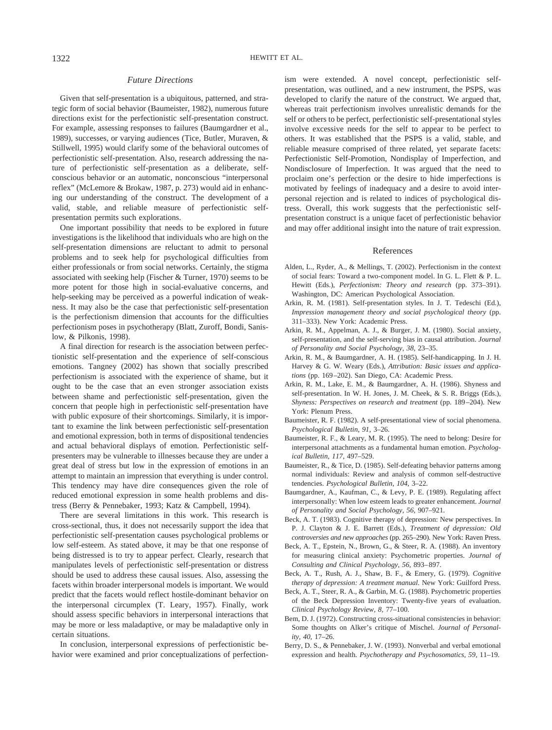### Future Directions

Given that self-presentation is a ubiquitous, patterned, and strategic form of social behavior (Baumeister, 1982), numerous future directions exist for the perfectionistic self-presentation construct. For example, assessing responses to failures (Baumgardner et al., 1989), successes, or varying audiences (Tice, Butler, Muraven, & Stillwell, 1995) would clarify some of the behavioral outcomes of perfectionistic self-presentation. Also, research addressing the nature of perfectionistic self-presentation as a deliberate, self-conscious behavior or an automatic, nonconscious "interpersonal reflex" (McLemore & Brokaw, 1987, p. 273) would aid in enhancing our understanding of the construct. The development of a valid, stable, and reliable measure of perfectionistic self-presentation permits such explorations.

One important possibility that needs to be explored in future investigations is the likelihood that individuals who are high on the self-presentation dimensions are reluctant to admit to personal problems and to seek help for psychological difficulties from either professionals or from social networks. Certainly, the stigma associated with seeking help (Fischer & Turner, 1970) seems to be more potent for those high in social-evaluative concerns, and help-seeking may be perceived as a powerful indication of weakness. It may also be the case that perfectionistic self-presentation is the perfectionism dimension that accounts for the difficulties perfectionism poses in psychotherapy (Blatt, Zuroff, Bondi, Sanislow, & Pilkonis, 1998).

A final direction for research is the association between perfectionistic self-presentation and the experience of self-conscious emotions. Tangney (2002) has shown that socially prescribed perfectionism is associated with the experience of shame, but it ought to be the case that an even stronger association exists between shame and perfectionistic self-presentation, given the concern that people high in perfectionistic self-presentation have with public exposure of their shortcomings. Similarly, it is important to examine the link between perfectionistic self-presentation and emotional expression, both in terms of dispositional tendencies and actual behavioral displays of emotion. Perfectionistic self-presenters may be vulnerable to illnesses because they are under a great deal of stress but low in the expression of emotions in an attempt to maintain an impression that everything is under control. This tendency may have dire consequences given the role of reduced emotional expression in some health problems and distress (Berry & Pennebaker, 1993; Katz & Campbell, 1994).

There are several limitations in this work. This research is cross-sectional, thus, it does not necessarily support the idea that perfectionistic self-presentation causes psychological problems or low self-esteem. As stated above, it may be that one response of being distressed is to try to appear perfect. Clearly, research that manipulates levels of perfectionistic self-presentation or distress should be used to address these causal issues. Also, assessing the facets within broader interpersonal models is important. We would predict that the facets would reflect hostile-dominant behavior on the interpersonal circumplex (T. Leary, 1957). Finally, work should assess specific behaviors in interpersonal interactions that may be more or less maladaptive, or may be maladaptive only in certain situations.

In conclusion, interpersonal expressions of perfectionistic behavior were examined and prior conceptualizations of perfectionism were extended. A novel concept, perfectionistic self-presentation, was outlined, and a new instrument, the PSPS, was developed to clarify the nature of the construct. We argued that, whereas trait perfectionism involves unrealistic demands for the self or others to be perfect, perfectionistic self-presentational styles involve excessive needs for the self to appear to be perfect to others. It was established that the PSPS is a valid, stable, and reliable measure comprised of three related, yet separate facets: Perfectionistic Self-Promotion, Nondisplay of Imperfection, and Nondisclosure of Imperfection. It was argued that the need to proclaim one's perfection or the desire to hide imperfections is motivated by feelings of inadequacy and a desire to avoid interpersonal rejection and is related to indices of psychological distress. Overall, this work suggests that the perfectionistic self-presentation construct is a unique facet of perfectionistic behavior and may offer additional insight into the nature of trait expression.

## References

Alden, L., Ryder, A., & Mellings, T. (2002). Perfectionism in the context of social fears: Toward a two-component model. In G. L. Flett & P. L. Hewitt (Eds.), *Perfectionism: Theory and research* (pp. 373–391). Washington, DC: American Psychological Association.

Arkin, R. M. (1981). Self-presentation styles. In J. T. Tedeschi (Ed.), *Impression management theory and social psychological theory* (pp. 311–333). New York: Academic Press.

Arkin, R. M., Appelman, A. J., & Burger, J. M. (1980). Social anxiety, self-presentation, and the self-serving bias in causal attribution. *Journal of Personality and Social Psychology, 38,* 23–35.

Arkin, R. M., & Baumgardner, A. H. (1985). Self-handicapping. In J. H. Harvey & G. W. Weary (Eds.), *Attribution: Basic issues and applications* (pp. 169–202). San Diego, CA: Academic Press.

Arkin, R. M., Lake, E. M., & Baumgardner, A. H. (1986). Shyness and self-presentation. In W. H. Jones, J. M. Cheek, & S. R. Briggs (Eds.), *Shyness: Perspectives on research and treatment* (pp. 189–204). New York: Plenum Press.

Baumeister, R. F. (1982). A self-presentational view of social phenomena. *Psychological Bulletin, 91,* 3–26.

Baumeister, R. F., & Leary, M. R. (1995). The need to belong: Desire for interpersonal attachments as a fundamental human emotion. *Psychological Bulletin, 117,* 497–529.

Baumeister, R., & Tice, D. (1985). Self-defeating behavior patterns among normal individuals: Review and analysis of common self-destructive tendencies. *Psychological Bulletin, 104,* 3–22.

Baumgardner, A., Kaufman, C., & Levy, P. E. (1989). Regulating affect interpersonally: When low esteem leads to greater enhancement. *Journal of Personality and Social Psychology, 56,* 907–921.

Beck, A. T. (1983). Cognitive therapy of depression: New perspectives. In P. J. Clayton & J. E. Barrett (Eds.), *Treatment of depression: Old controversies and new approaches* (pp. 265–290). New York: Raven Press.

Beck, A. T., Epstein, N., Brown, G., & Steer, R. A. (1988). An inventory for measuring clinical anxiety: Psychometric properties. *Journal of Consulting and Clinical Psychology, 56,* 893–897.

Beck, A. T., Rush, A. J., Shaw, B. F., & Emery, G. (1979). *Cognitive therapy of depression: A treatment manual.* New York: Guilford Press.

Beck, A. T., Steer, R. A., & Garbin, M. G. (1988). Psychometric properties of the Beck Depression Inventory: Twenty-five years of evaluation. *Clinical Psychology Review, 8,* 77–100.

Bem, D. J. (1972). Constructing cross-situational consistencies in behavior: Some thoughts on Alker's critique of Mischel. *Journal of Personality, 40,* 17–26.

Berry, D. S., & Pennebaker, J. W. (1993). Nonverbal and verbal emotional expression and health. *Psychotherapy and Psychosomatics, 59,* 11–19.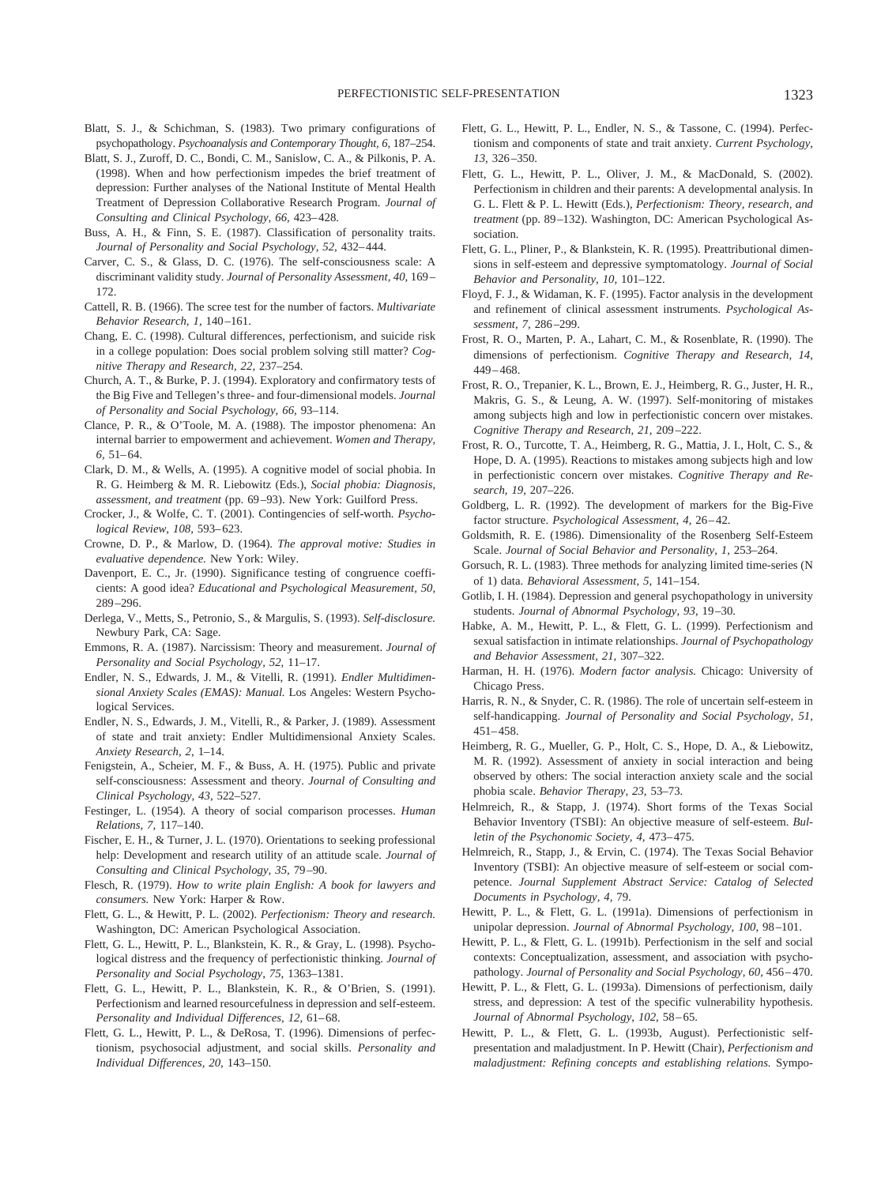Blatt, S. J., & Schichman, S. (1983). Two primary configurations of psychopathology. *Psychoanalysis and Contemporary Thought, 6,* 187–254.

Blatt, S. J., Zuroff, D. C., Bondi, C. M., Sanislow, C. A., & Pilkonis, P. A. (1998). When and how perfectionism impedes the brief treatment of depression: Further analyses of the National Institute of Mental Health Treatment of Depression Collaborative Research Program. *Journal of Consulting and Clinical Psychology, 66,* 423–428.

Buss, A. H., & Finn, S. E. (1987). Classification of personality traits. *Journal of Personality and Social Psychology, 52,* 432–444.

Carver, C. S., & Glass, D. C. (1976). The self-consciousness scale: A discriminant validity study. *Journal of Personality Assessment, 40,* 169–172.

Cattell, R. B. (1966). The scree test for the number of factors. *Multivariate Behavior Research, 1,* 140–161.

Chang, E. C. (1998). Cultural differences, perfectionism, and suicide risk in a college population: Does social problem solving still matter? *Cognitive Therapy and Research, 22,* 237–254.

Church, A. T., & Burke, P. J. (1994). Exploratory and confirmatory tests of the Big Five and Tellegen's three- and four-dimensional models. *Journal of Personality and Social Psychology, 66,* 93–114.

Clance, P. R., & O'Toole, M. A. (1988). The impostor phenomena: An internal barrier to empowerment and achievement. *Women and Therapy, 6,* 51–64.

Clark, D. M., & Wells, A. (1995). A cognitive model of social phobia. In R. G. Heimberg & M. R. Liebowitz (Eds.), *Social phobia: Diagnosis, assessment, and treatment* (pp. 69–93). New York: Guilford Press.

Crocker, J., & Wolfe, C. T. (2001). Contingencies of self-worth. *Psychological Review, 108,* 593–623.

Crowne, D. P., & Marlow, D. (1964). *The approval motive: Studies in evaluative dependence.* New York: Wiley.

Davenport, E. C., Jr. (1990). Significance testing of congruence coefficients: A good idea? *Educational and Psychological Measurement, 50,* 289–296.

Derlega, V., Metts, S., Petronio, S., & Margulis, S. (1993). *Self-disclosure.* Newbury Park, CA: Sage.

Emmons, R. A. (1987). Narcissism: Theory and measurement. *Journal of Personality and Social Psychology, 52,* 11–17.

Endler, N. S., Edwards, J. M., & Vitelli, R. (1991). *Endler Multidimensional Anxiety Scales (EMAS): Manual.* Los Angeles: Western Psychological Services.

Endler, N. S., Edwards, J. M., Vitelli, R., & Parker, J. (1989). Assessment of state and trait anxiety: Endler Multidimensional Anxiety Scales. *Anxiety Research, 2,* 1–14.

Fenigstein, A., Scheier, M. F., & Buss, A. H. (1975). Public and private self-consciousness: Assessment and theory. *Journal of Consulting and Clinical Psychology, 43,* 522–527.

Festinger, L. (1954). A theory of social comparison processes. *Human Relations, 7,* 117–140.

Fischer, E. H., & Turner, J. L. (1970). Orientations to seeking professional help: Development and research utility of an attitude scale. *Journal of Consulting and Clinical Psychology, 35,* 79–90.

Flesch, R. (1979). *How to write plain English: A book for lawyers and consumers.* New York: Harper & Row.

Flett, G. L., & Hewitt, P. L. (2002). *Perfectionism: Theory and research.* Washington, DC: American Psychological Association.

Flett, G. L., Hewitt, P. L., Blankstein, K. R., & Gray, L. (1998). Psychological distress and the frequency of perfectionistic thinking. *Journal of Personality and Social Psychology, 75,* 1363–1381.

Flett, G. L., Hewitt, P. L., Blankstein, K. R., & O'Brien, S. (1991). Perfectionism and learned resourcefulness in depression and self-esteem. *Personality and Individual Differences, 12,* 61–68.

Flett, G. L., Hewitt, P. L., & DeRosa, T. (1996). Dimensions of perfectionism, psychosocial adjustment, and social skills. *Personality and Individual Differences, 20,* 143–150.

Flett, G. L., Hewitt, P. L., Endler, N. S., & Tassone, C. (1994). Perfectionism and components of state and trait anxiety. *Current Psychology, 13,* 326–350.

Flett, G. L., Hewitt, P. L., Oliver, J. M., & MacDonald, S. (2002). Perfectionism in children and their parents: A developmental analysis. In G. L. Flett & P. L. Hewitt (Eds.), *Perfectionism: Theory, research, and treatment* (pp. 89–132). Washington, DC: American Psychological Association.

Flett, G. L., Pliner, P., & Blankstein, K. R. (1995). Preattributional dimensions in self-esteem and depressive symptomatology. *Journal of Social Behavior and Personality, 10,* 101–122.

Floyd, F. J., & Widaman, K. F. (1995). Factor analysis in the development and refinement of clinical assessment instruments. *Psychological Assessment, 7,* 286–299.

Frost, R. O., Marten, P. A., Lahart, C. M., & Rosenblate, R. (1990). The dimensions of perfectionism. *Cognitive Therapy and Research, 14,* 449–468.

Frost, R. O., Trepanier, K. L., Brown, E. J., Heimberg, R. G., Juster, H. R., Makris, G. S., & Leung, A. W. (1997). Self-monitoring of mistakes among subjects high and low in perfectionistic concern over mistakes. *Cognitive Therapy and Research, 21,* 209–222.

Frost, R. O., Turcotte, T. A., Heimberg, R. G., Mattia, J. I., Holt, C. S., & Hope, D. A. (1995). Reactions to mistakes among subjects high and low in perfectionistic concern over mistakes. *Cognitive Therapy and Research, 19,* 207–226.

Goldberg, L. R. (1992). The development of markers for the Big-Five factor structure. *Psychological Assessment, 4,* 26–42.

Goldsmith, R. E. (1986). Dimensionality of the Rosenberg Self-Esteem Scale. *Journal of Social Behavior and Personality, 1,* 253–264.

Gorsuch, R. L. (1983). Three methods for analyzing limited time-series (N of 1) data. *Behavioral Assessment, 5,* 141–154.

Gotlib, I. H. (1984). Depression and general psychopathology in university students. *Journal of Abnormal Psychology, 93,* 19–30.

Habke, A. M., Hewitt, P. L., & Flett, G. L. (1999). Perfectionism and sexual satisfaction in intimate relationships. *Journal of Psychopathology and Behavior Assessment, 21,* 307–322.

Harman, H. H. (1976). *Modern factor analysis.* Chicago: University of Chicago Press.

Harris, R. N., & Snyder, C. R. (1986). The role of uncertain self-esteem in self-handicapping. *Journal of Personality and Social Psychology, 51,* 451–458.

Heimberg, R. G., Mueller, G. P., Holt, C. S., Hope, D. A., & Liebowitz, M. R. (1992). Assessment of anxiety in social interaction and being observed by others: The social interaction anxiety scale and the social phobia scale. *Behavior Therapy, 23,* 53–73.

Helmreich, R., & Stapp, J. (1974). Short forms of the Texas Social Behavior Inventory (TSBI): An objective measure of self-esteem. *Bulletin of the Psychonomic Society, 4,* 473–475.

Helmreich, R., Stapp, J., & Ervin, C. (1974). The Texas Social Behavior Inventory (TSBI): An objective measure of self-esteem or social competence. *Journal Supplement Abstract Service: Catalog of Selected Documents in Psychology, 4,* 79.

Hewitt, P. L., & Flett, G. L. (1991a). Dimensions of perfectionism in unipolar depression. *Journal of Abnormal Psychology, 100,* 98–101.

Hewitt, P. L., & Flett, G. L. (1991b). Perfectionism in the self and social contexts: Conceptualization, assessment, and association with psychopathology. *Journal of Personality and Social Psychology, 60,* 456–470.

Hewitt, P. L., & Flett, G. L. (1993a). Dimensions of perfectionism, daily stress, and depression: A test of the specific vulnerability hypothesis. *Journal of Abnormal Psychology, 102,* 58–65.

Hewitt, P. L., & Flett, G. L. (1993b, August). Perfectionistic self-presentation and maladjustment. In P. Hewitt (Chair), *Perfectionism and maladjustment: Refining concepts and establishing relations.* Sympo-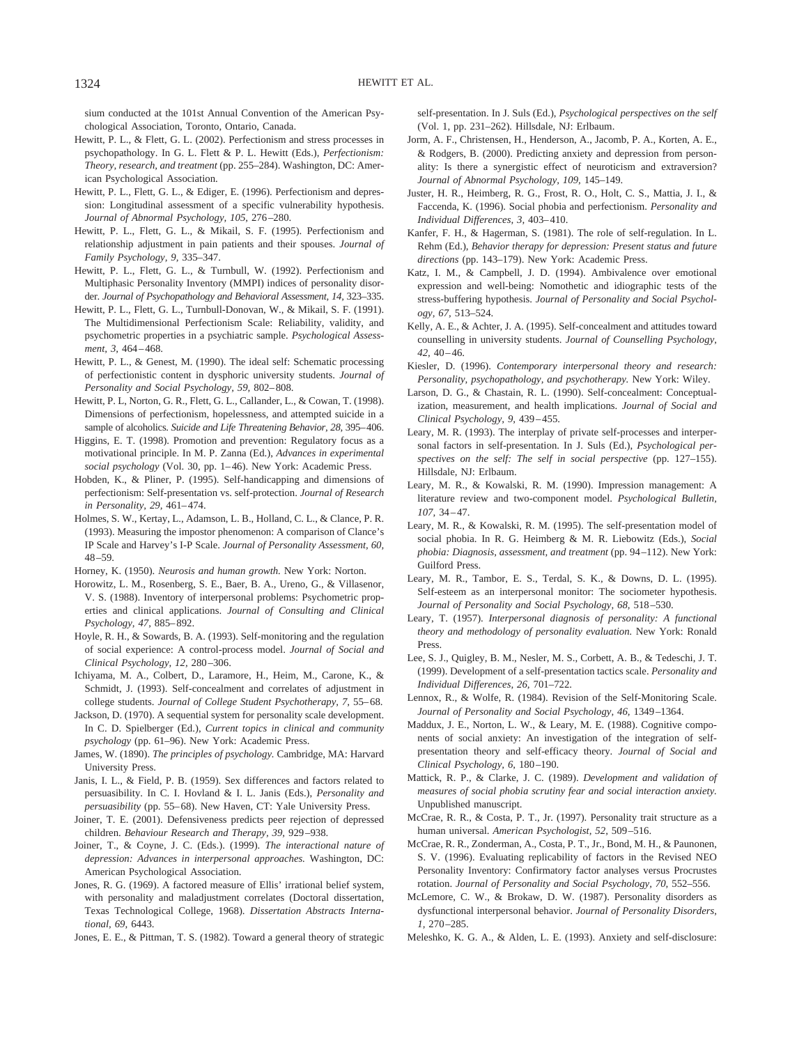sium conducted at the 101st Annual Convention of the American Psychological Association, Toronto, Ontario, Canada.

Hewitt, P. L., & Flett, G. L. (2002). Perfectionism and stress processes in psychopathology. In G. L. Flett & P. L. Hewitt (Eds.), *Perfectionism: Theory, research, and treatment* (pp. 255–284). Washington, DC: American Psychological Association.

Hewitt, P. L., Flett, G. L., & Ediger, E. (1996). Perfectionism and depression: Longitudinal assessment of a specific vulnerability hypothesis. *Journal of Abnormal Psychology, 105,* 276–280.

Hewitt, P. L., Flett, G. L., & Mikail, S. F. (1995). Perfectionism and relationship adjustment in pain patients and their spouses. *Journal of Family Psychology, 9,* 335–347.

Hewitt, P. L., Flett, G. L., & Turnbull, W. (1992). Perfectionism and Multiphasic Personality Inventory (MMPI) indices of personality disorder. *Journal of Psychopathology and Behavioral Assessment, 14,* 323–335.

Hewitt, P. L., Flett, G. L., Turnbull-Donovan, W., & Mikail, S. F. (1991). The Multidimensional Perfectionism Scale: Reliability, validity, and psychometric properties in a psychiatric sample. *Psychological Assessment, 3,* 464–468.

Hewitt, P. L., & Genest, M. (1990). The ideal self: Schematic processing of perfectionistic content in dysphoric university students. *Journal of Personality and Social Psychology, 59,* 802–808.

Hewitt, P. L, Norton, G. R., Flett, G. L., Callander, L., & Cowan, T. (1998). Dimensions of perfectionism, hopelessness, and attempted suicide in a sample of alcoholics. *Suicide and Life Threatening Behavior, 28,* 395–406.

Higgins, E. T. (1998). Promotion and prevention: Regulatory focus as a motivational principle. In M. P. Zanna (Ed.), *Advances in experimental social psychology* (Vol. 30, pp. 1–46). New York: Academic Press.

Hobden, K., & Pliner, P. (1995). Self-handicapping and dimensions of perfectionism: Self-presentation vs. self-protection. *Journal of Research in Personality, 29,* 461–474.

Holmes, S. W., Kertay, L., Adamson, L. B., Holland, C. L., & Clance, P. R. (1993). Measuring the impostor phenomenon: A comparison of Clance's IP Scale and Harvey's I-P Scale. *Journal of Personality Assessment, 60,* 48–59.

Horney, K. (1950). *Neurosis and human growth.* New York: Norton.

Horowitz, L. M., Rosenberg, S. E., Baer, B. A., Ureno, G., & Villasenor, V. S. (1988). Inventory of interpersonal problems: Psychometric properties and clinical applications. *Journal of Consulting and Clinical Psychology, 47,* 885–892.

Hoyle, R. H., & Sowards, B. A. (1993). Self-monitoring and the regulation of social experience: A control-process model. *Journal of Social and Clinical Psychology, 12,* 280–306.

Ichiyama, M. A., Colbert, D., Laramore, H., Heim, M., Carone, K., & Schmidt, J. (1993). Self-concealment and correlates of adjustment in college students. *Journal of College Student Psychotherapy, 7,* 55–68.

Jackson, D. (1970). A sequential system for personality scale development. In C. D. Spielberger (Ed.), *Current topics in clinical and community psychology* (pp. 61–96). New York: Academic Press.

James, W. (1890). *The principles of psychology.* Cambridge, MA: Harvard University Press.

Janis, I. L., & Field, P. B. (1959). Sex differences and factors related to persuasibility. In C. I. Hovland & I. L. Janis (Eds.), *Personality and persuasibility* (pp. 55–68). New Haven, CT: Yale University Press.

Joiner, T. E. (2001). Defensiveness predicts peer rejection of depressed children. *Behaviour Research and Therapy, 39,* 929–938.

Joiner, T., & Coyne, J. C. (Eds.). (1999). *The interactional nature of depression: Advances in interpersonal approaches.* Washington, DC: American Psychological Association.

Jones, R. G. (1969). A factored measure of Ellis' irrational belief system, with personality and maladjustment correlates (Doctoral dissertation, Texas Technological College, 1968). *Dissertation Abstracts International, 69,* 6443.

Jones, E. E., & Pittman, T. S. (1982). Toward a general theory of strategic self-presentation. In J. Suls (Ed.), *Psychological perspectives on the self* (Vol. 1, pp. 231–262). Hillsdale, NJ: Erlbaum.

Jorm, A. F., Christensen, H., Henderson, A., Jacomb, P. A., Korten, A. E., & Rodgers, B. (2000). Predicting anxiety and depression from personality: Is there a synergistic effect of neuroticism and extraversion? *Journal of Abnormal Psychology, 109,* 145–149.

Juster, H. R., Heimberg, R. G., Frost, R. O., Holt, C. S., Mattia, J. I., & Faccenda, K. (1996). Social phobia and perfectionism. *Personality and Individual Differences, 3,* 403–410.

Kanfer, F. H., & Hagerman, S. (1981). The role of self-regulation. In L. Rehm (Ed.), *Behavior therapy for depression: Present status and future directions* (pp. 143–179). New York: Academic Press.

Katz, I. M., & Campbell, J. D. (1994). Ambivalence over emotional expression and well-being: Nomothetic and idiographic tests of the stress-buffering hypothesis. *Journal of Personality and Social Psychology, 67,* 513–524.

Kelly, A. E., & Achter, J. A. (1995). Self-concealment and attitudes toward counselling in university students. *Journal of Counselling Psychology, 42,* 40–46.

Kiesler, D. (1996). *Contemporary interpersonal theory and research: Personality, psychopathology, and psychotherapy.* New York: Wiley.

Larson, D. G., & Chastain, R. L. (1990). Self-concealment: Conceptualization, measurement, and health implications. *Journal of Social and Clinical Psychology, 9,* 439–455.

Leary, M. R. (1993). The interplay of private self-processes and interpersonal factors in self-presentation. In J. Suls (Ed.), *Psychological perspectives on the self: The self in social perspective* (pp. 127–155). Hillsdale, NJ: Erlbaum.

Leary, M. R., & Kowalski, R. M. (1990). Impression management: A literature review and two-component model. *Psychological Bulletin, 107,* 34–47.

Leary, M. R., & Kowalski, R. M. (1995). The self-presentation model of social phobia. In R. G. Heimberg & M. R. Liebowitz (Eds.), *Social phobia: Diagnosis, assessment, and treatment* (pp. 94–112). New York: Guilford Press.

Leary, M. R., Tambor, E. S., Terdal, S. K., & Downs, D. L. (1995). Self-esteem as an interpersonal monitor: The sociometer hypothesis. *Journal of Personality and Social Psychology, 68,* 518–530.

Leary, T. (1957). *Interpersonal diagnosis of personality: A functional theory and methodology of personality evaluation.* New York: Ronald Press.

Lee, S. J., Quigley, B. M., Nesler, M. S., Corbett, A. B., & Tedeschi, J. T. (1999). Development of a self-presentation tactics scale. *Personality and Individual Differences, 26,* 701–722.

Lennox, R., & Wolfe, R. (1984). Revision of the Self-Monitoring Scale. *Journal of Personality and Social Psychology, 46,* 1349–1364.

Maddux, J. E., Norton, L. W., & Leary, M. E. (1988). Cognitive components of social anxiety: An investigation of the integration of self-presentation theory and self-efficacy theory. *Journal of Social and Clinical Psychology, 6,* 180–190.

Mattick, R. P., & Clarke, J. C. (1989). *Development and validation of measures of social phobia scrutiny fear and social interaction anxiety.* Unpublished manuscript.

McCrae, R. R., & Costa, P. T., Jr. (1997). Personality trait structure as a human universal. *American Psychologist, 52,* 509–516.

McCrae, R. R., Zonderman, A., Costa, P. T., Jr., Bond, M. H., & Paunonen, S. V. (1996). Evaluating replicability of factors in the Revised NEO Personality Inventory: Confirmatory factor analyses versus Procrustes rotation. *Journal of Personality and Social Psychology, 70,* 552–556.

McLemore, C. W., & Brokaw, D. W. (1987). Personality disorders as dysfunctional interpersonal behavior. *Journal of Personality Disorders, 1,* 270–285.

Meleshko, K. G. A., & Alden, L. E. (1993). Anxiety and self-disclosure: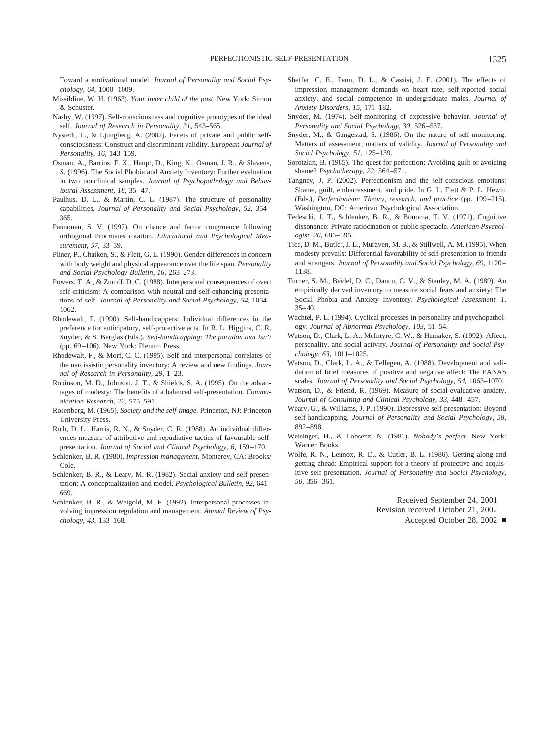Toward a motivational model. *Journal of Personality and Social Psychology, 64,* 1000–1009.

Missildine, W. H. (1963). *Your inner child of the past.* New York: Simon & Schuster.

Nasby, W. (1997). Self-consciousness and cognitive prototypes of the ideal self. *Journal of Research in Personality, 31,* 543–565.

Nystedt, L., & Ljungberg, A. (2002). Facets of private and public self-consciousness: Construct and discriminant validity. *European Journal of Personality, 16,* 143–159.

Osman, A., Barrios, F. X., Haupt, D., King, K., Osman, J. R., & Slavens, S. (1996). The Social Phobia and Anxiety Inventory: Further evaluation in two nonclinical samples. *Journal of Psychopathology and Behavioural Assessment, 18,* 35–47.

Paulhus, D. L., & Martin, C. L. (1987). The structure of personality capabilities. *Journal of Personality and Social Psychology, 52,* 354–365.

Paunonen, S. V. (1997). On chance and factor congruence following orthogonal Procrustes rotation. *Educational and Psychological Measurement, 57,* 33–59.

Pliner, P., Chaiken, S., & Flett, G. L. (1990). Gender differences in concern with body weight and physical appearance over the life span. *Personality and Social Psychology Bulletin, 16,* 263–273.

Powers, T. A., & Zuroff, D. C. (1988). Interpersonal consequences of overt self-criticism: A comparison with neutral and self-enhancing presentations of self. *Journal of Personality and Social Psychology, 54,* 1054–1062.

Rhodewalt, F. (1990). Self-handicappers: Individual differences in the preference for anticipatory, self-protective acts. In R. L. Higgins, C. R. Snyder, & S. Berglas (Eds.), *Self-handicapping: The paradox that isn't* (pp. 69–106). New York: Plenum Press.

Rhodewalt, F., & Morf, C. C. (1995). Self and interpersonal correlates of the narcissistic personality inventory: A review and new findings. *Journal of Research in Personality, 29,* 1–23.

Robinson, M. D., Johnson, J. T., & Shields, S. A. (1995). On the advantages of modesty: The benefits of a balanced self-presentation. *Communication Research, 22,* 575–591.

Rosenberg, M. (1965). *Society and the self-image.* Princeton, NJ: Princeton University Press.

Roth, D. L., Harris, R. N., & Snyder, C. R. (1988). An individual differences measure of attributive and repudiative tactics of favourable self-presentation. *Journal of Social and Clinical Psychology, 6,* 159–170.

Schlenker, B. R. (1980). *Impression management.* Monterey, CA: Brooks/Cole.

Schlenker, B. R., & Leary, M. R. (1982). Social anxiety and self-presentation: A conceptualization and model. *Psychological Bulletin, 92,* 641–669.

Schlenker, B. R., & Weigold, M. F. (1992). Interpersonal processes involving impression regulation and management. *Annual Review of Psychology, 43,* 133–168.

Sheffer, C. E., Penn, D. L., & Cassisi, J. E. (2001). The effects of impression management demands on heart rate, self-reported social anxiety, and social competence in undergraduate males. *Journal of Anxiety Disorders, 15,* 171–182.

Snyder, M. (1974). Self-monitoring of expressive behavior. *Journal of Personality and Social Psychology, 30,* 526–537.

Snyder, M., & Gangestad, S. (1986). On the nature of self-monitoring: Matters of assessment, matters of validity. *Journal of Personality and Social Psychology, 51,* 125–139.

Sorotzkin, B. (1985). The quest for perfection: Avoiding guilt or avoiding shame? *Psychotherapy, 22,* 564–571.

Tangney, J. P. (2002). Perfectionism and the self-conscious emotions: Shame, guilt, embarrassment, and pride. In G. L. Flett & P. L. Hewitt (Eds.), *Perfectionism: Theory, research, and practice* (pp. 199–215). Washington, DC: American Psychological Association.

Tedeschi, J. T., Schlenker, B. R., & Bonoma, T. V. (1971). Cognitive dissonance: Private ratiocination or public spectacle. *American Psychologist, 26,* 685–695.

Tice, D. M., Butler, J. L., Muraven, M. B., & Stillwell, A. M. (1995). When modesty prevails: Differential favorability of self-presentation to friends and strangers. *Journal of Personality and Social Psychology, 69,* 1120–1138.

Turner, S. M., Beidel, D. C., Dancu, C. V., & Stanley, M. A. (1989). An empirically derived inventory to measure social fears and anxiety: The Social Phobia and Anxiety Inventory. *Psychological Assessment, 1,* 35–40.

Wachtel, P. L. (1994). Cyclical processes in personality and psychopathology. *Journal of Abnormal Psychology, 103,* 51–54.

Watson, D., Clark, L. A., McIntyre, C. W., & Hamaker, S. (1992). Affect, personality, and social activity. *Journal of Personality and Social Psychology, 63,* 1011–1025.

Watson, D., Clark, L. A., & Tellegen, A. (1988). Development and validation of brief measures of positive and negative affect: The PANAS scales. *Journal of Personality and Social Psychology, 54,* 1063–1070.

Watson, D., & Friend, R. (1969). Measure of social-evaluative anxiety. *Journal of Consulting and Clinical Psychology, 33,* 448–457.

Weary, G., & Williams, J. P. (1990). Depressive self-presentation: Beyond self-handicapping. *Journal of Personality and Social Psychology, 58,* 892–898.

Weisinger, H., & Lobsenz, N. (1981). *Nobody's perfect.* New York: Warner Books.

Wolfe, R. N., Lennox, R. D., & Cutler, B. L. (1986). Getting along and getting ahead: Empirical support for a theory of protective and acquisitive self-presentation. *Journal of Personality and Social Psychology, 50,* 356–361.

Received September 24, 2001
Revision received October 21, 2002
Accepted October 28, 2002 ■